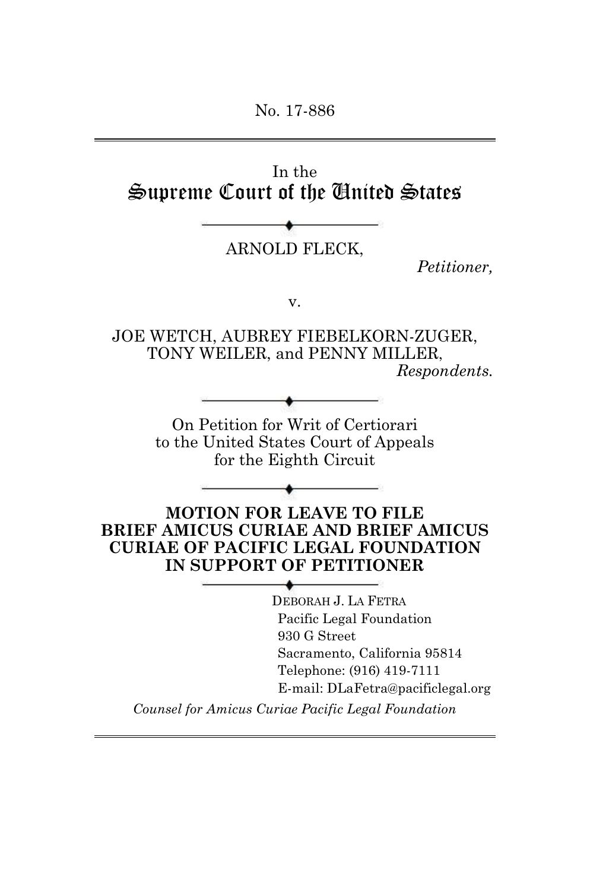No. 17-886

In the

# Supreme Court of the United States

ARNOLD FLECK,

*Petitioner,*

v.

JOE WETCH, AUBREY FIEBELKORN-ZUGER, TONY WEILER, and PENNY MILLER,

*Respondents.*

On Petition for Writ of Certiorari to the United States Court of Appeals for the Eighth Circuit

**MOTION FOR LEAVE TO FILE BRIEF AMICUS CURIAE AND BRIEF AMICUS CURIAE OF PACIFIC LEGAL FOUNDATION IN SUPPORT OF PETITIONER**

DEBORAH J. LA FETRA
Pacific Legal Foundation
930 G Street
Sacramento, California 95814
Telephone: (916) 419-7111
E-mail: DLaFetra@pacificlegal.org

*Counsel for Amicus Curiae Pacific Legal Foundation*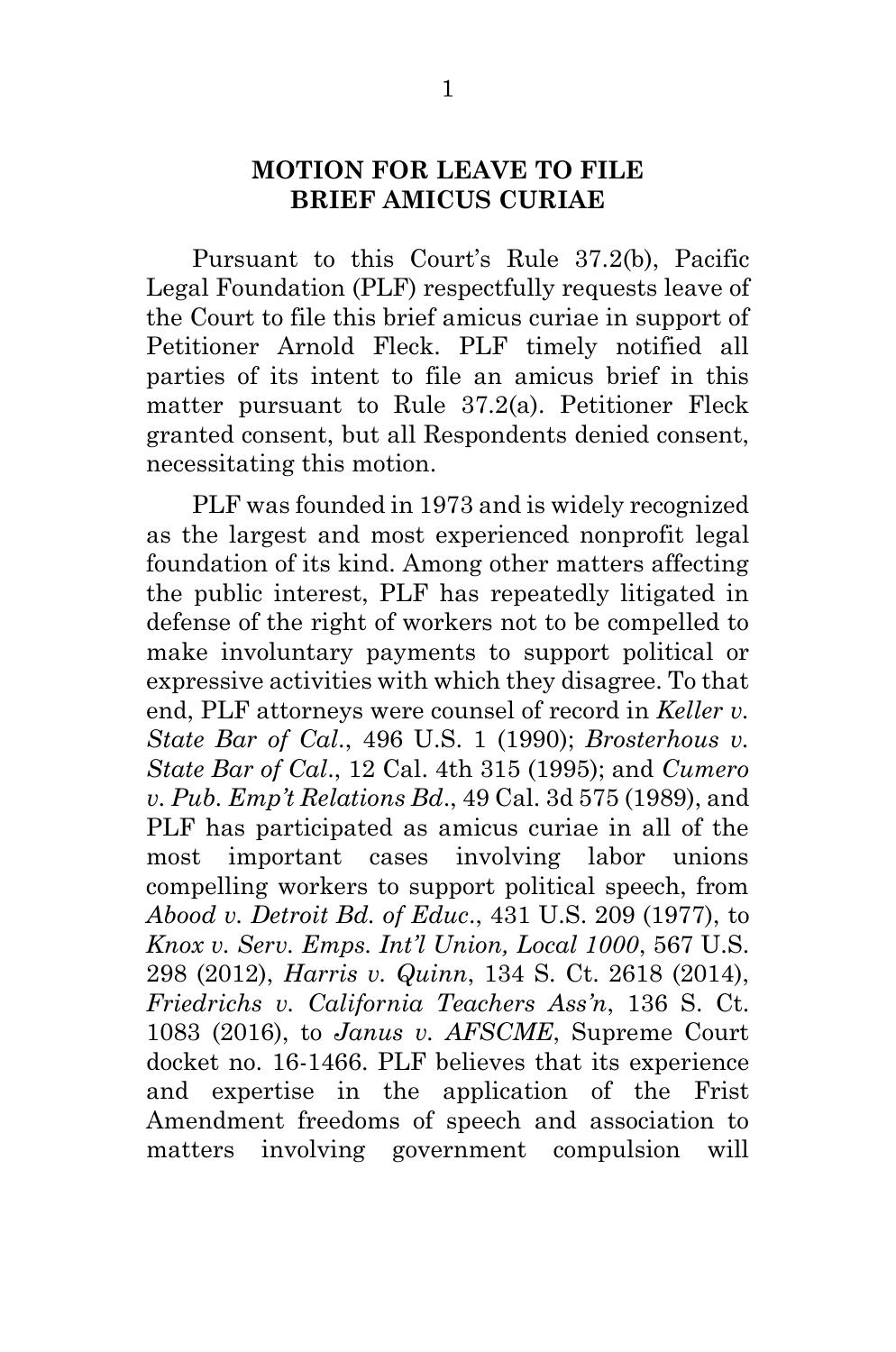## MOTION FOR LEAVE TO FILE BRIEF AMICUS CURIAE

Pursuant to this Court's Rule 37.2(b), Pacific Legal Foundation (PLF) respectfully requests leave of the Court to file this brief amicus curiae in support of Petitioner Arnold Fleck. PLF timely notified all parties of its intent to file an amicus brief in this matter pursuant to Rule 37.2(a). Petitioner Fleck granted consent, but all Respondents denied consent, necessitating this motion.

PLF was founded in 1973 and is widely recognized as the largest and most experienced nonprofit legal foundation of its kind. Among other matters affecting the public interest, PLF has repeatedly litigated in defense of the right of workers not to be compelled to make involuntary payments to support political or expressive activities with which they disagree. To that end, PLF attorneys were counsel of record in *Keller v. State Bar of Cal.*, 496 U.S. 1 (1990); *Brosterhous v. State Bar of Cal.*, 12 Cal. 4th 315 (1995); and *Cumero v. Pub. Emp't Relations Bd.*, 49 Cal. 3d 575 (1989), and PLF has participated as amicus curiae in all of the most important cases involving labor unions compelling workers to support political speech, from *Abood v. Detroit Bd. of Educ.*, 431 U.S. 209 (1977), to *Knox v. Serv. Emps. Int'l Union, Local 1000*, 567 U.S. 298 (2012), *Harris v. Quinn*, 134 S. Ct. 2618 (2014), *Friedrichs v. California Teachers Ass'n*, 136 S. Ct. 1083 (2016), to *Janus v. AFSCME*, Supreme Court docket no. 16-1466. PLF believes that its experience and expertise in the application of the Frist Amendment freedoms of speech and association to matters involving government compulsion will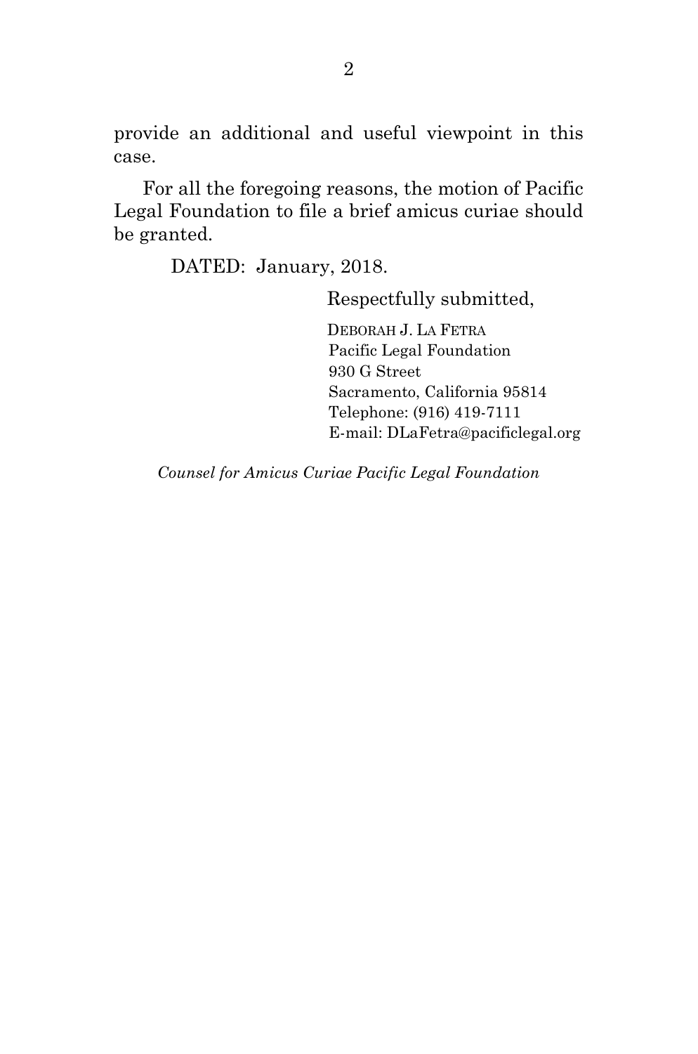provide an additional and useful viewpoint in this case.

For all the foregoing reasons, the motion of Pacific Legal Foundation to file a brief amicus curiae should be granted.

DATED: January, 2018.

Respectfully submitted,

DEBORAH J. LA FETRA
Pacific Legal Foundation
930 G Street
Sacramento, California 95814
Telephone: (916) 419-7111
E-mail: DLaFetra@pacificlegal.org

*Counsel for Amicus Curiae Pacific Legal Foundation*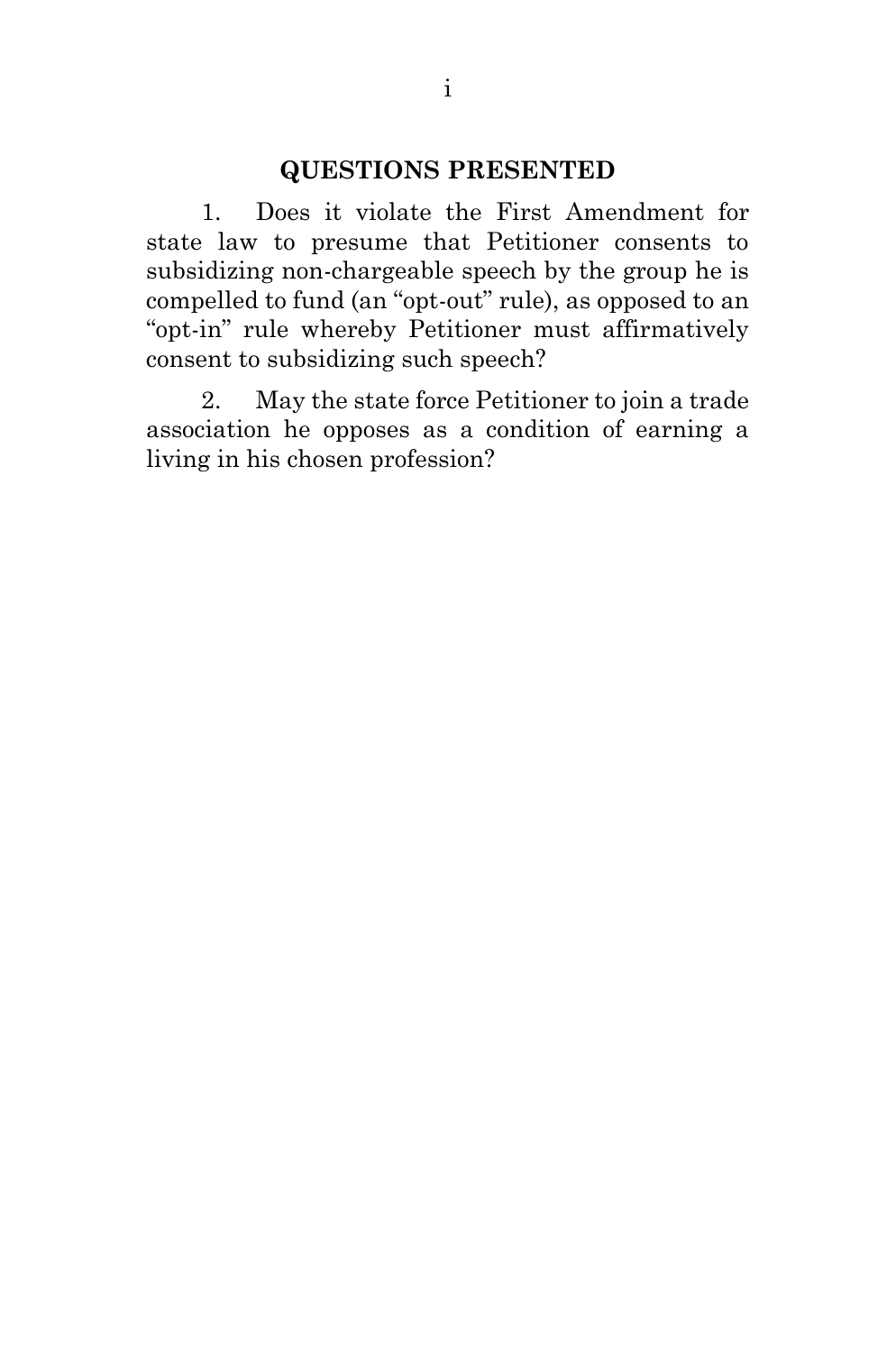## QUESTIONS PRESENTED

1. Does it violate the First Amendment for state law to presume that Petitioner consents to subsidizing non-chargeable speech by the group he is compelled to fund (an "opt-out" rule), as opposed to an "opt-in" rule whereby Petitioner must affirmatively consent to subsidizing such speech?

2. May the state force Petitioner to join a trade association he opposes as a condition of earning a living in his chosen profession?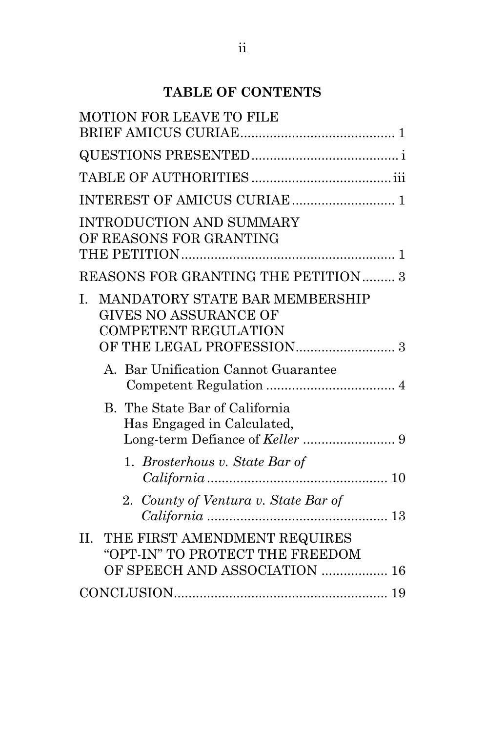## TABLE OF CONTENTS

MOTION FOR LEAVE TO FILE BRIEF AMICUS CURIAE .......................................... 1

QUESTIONS PRESENTED ........................................ i

TABLE OF AUTHORITIES ...................................... iii

INTEREST OF AMICUS CURIAE ............................ 1

INTRODUCTION AND SUMMARY OF REASONS FOR GRANTING THE PETITION .......................................................... 1

REASONS FOR GRANTING THE PETITION ......... 3

I. MANDATORY STATE BAR MEMBERSHIP GIVES NO ASSURANCE OF COMPETENT REGULATION OF THE LEGAL PROFESSION ........................... 3

   A. Bar Unification Cannot Guarantee Competent Regulation ................................... 4

   B. The State Bar of California Has Engaged in Calculated, Long-term Defiance of *Keller* ......................... 9

      1. *Brosterhous v. State Bar of California* ................................................. 10

      2. *County of Ventura v. State Bar of California* ................................................. 13

II. THE FIRST AMENDMENT REQUIRES "OPT-IN" TO PROTECT THE FREEDOM OF SPEECH AND ASSOCIATION .................. 16

CONCLUSION .......................................................... 19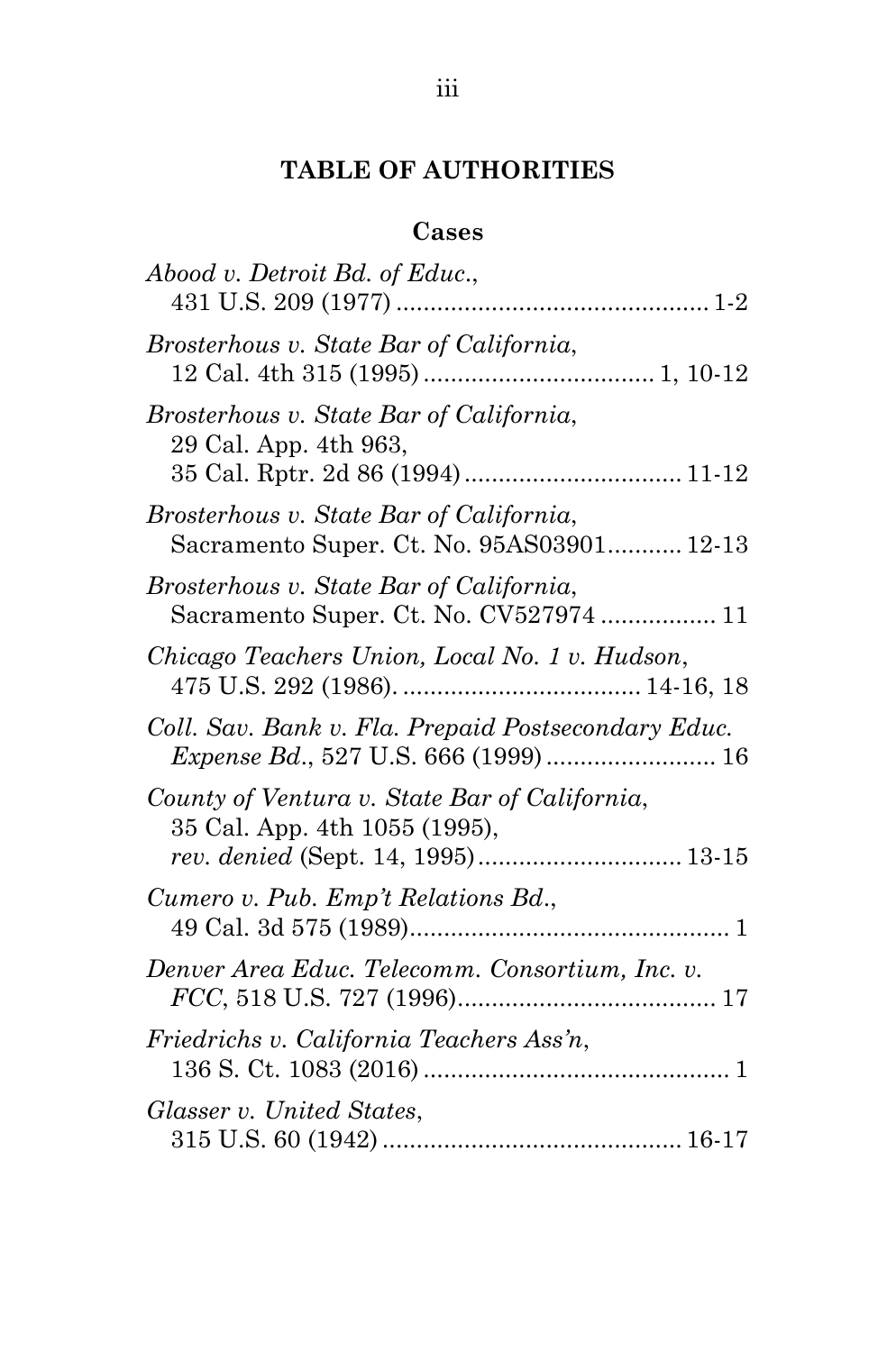## TABLE OF AUTHORITIES

### Cases

*Abood v. Detroit Bd. of Educ.*,
431 U.S. 209 (1977) .............................................. 1-2

*Brosterhous v. State Bar of California*,
12 Cal. 4th 315 (1995) .................................. 1, 10-12

*Brosterhous v. State Bar of California*,
29 Cal. App. 4th 963,
35 Cal. Rptr. 2d 86 (1994) ................................ 11-12

*Brosterhous v. State Bar of California*,
Sacramento Super. Ct. No. 95AS03901........... 12-13

*Brosterhous v. State Bar of California*,
Sacramento Super. Ct. No. CV527974 ................. 11

*Chicago Teachers Union, Local No. 1 v. Hudson*,
475 U.S. 292 (1986). .................................. 14-16, 18

*Coll. Sav. Bank v. Fla. Prepaid Postsecondary Educ. Expense Bd.*, 527 U.S. 666 (1999) ......................... 16

*County of Ventura v. State Bar of California*,
35 Cal. App. 4th 1055 (1995),
*rev. denied* (Sept. 14, 1995) .............................. 13-15

*Cumero v. Pub. Emp't Relations Bd.*,
49 Cal. 3d 575 (1989)............................................... 1

*Denver Area Educ. Telecomm. Consortium, Inc. v. FCC*, 518 U.S. 727 (1996)...................................... 17

*Friedrichs v. California Teachers Ass'n*,
136 S. Ct. 1083 (2016) ............................................. 1

*Glasser v. United States*,
315 U.S. 60 (1942) ............................................ 16-17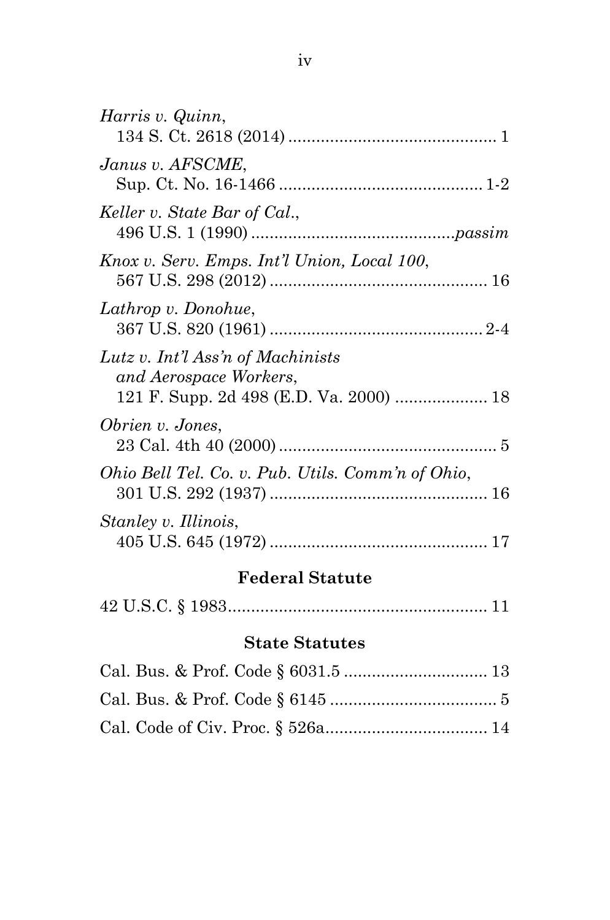*Harris v. Quinn*,
134 S. Ct. 2618 (2014) ............................................. 1

*Janus v. AFSCME*,
Sup. Ct. No. 16-1466 ............................................ 1-2

*Keller v. State Bar of Cal.*,
496 U.S. 1 (1990) ............................................*passim*

*Knox v. Serv. Emps. Int'l Union, Local 100*,
567 U.S. 298 (2012) ............................................... 16

*Lathrop v. Donohue*,
367 U.S. 820 (1961) .............................................. 2-4

*Lutz v. Int'l Ass'n of Machinists and Aerospace Workers*,
121 F. Supp. 2d 498 (E.D. Va. 2000) .................... 18

*Obrien v. Jones*,
23 Cal. 4th 40 (2000) ................................................ 5

*Ohio Bell Tel. Co. v. Pub. Utils. Comm'n of Ohio*,
301 U.S. 292 (1937) ............................................... 16

*Stanley v. Illinois*,
405 U.S. 645 (1972) ............................................... 17

### Federal Statute

42 U.S.C. § 1983........................................................ 11

### State Statutes

Cal. Bus. & Prof. Code § 6031.5 ............................... 13

Cal. Bus. & Prof. Code § 6145 .................................... 5

Cal. Code of Civ. Proc. § 526a................................... 14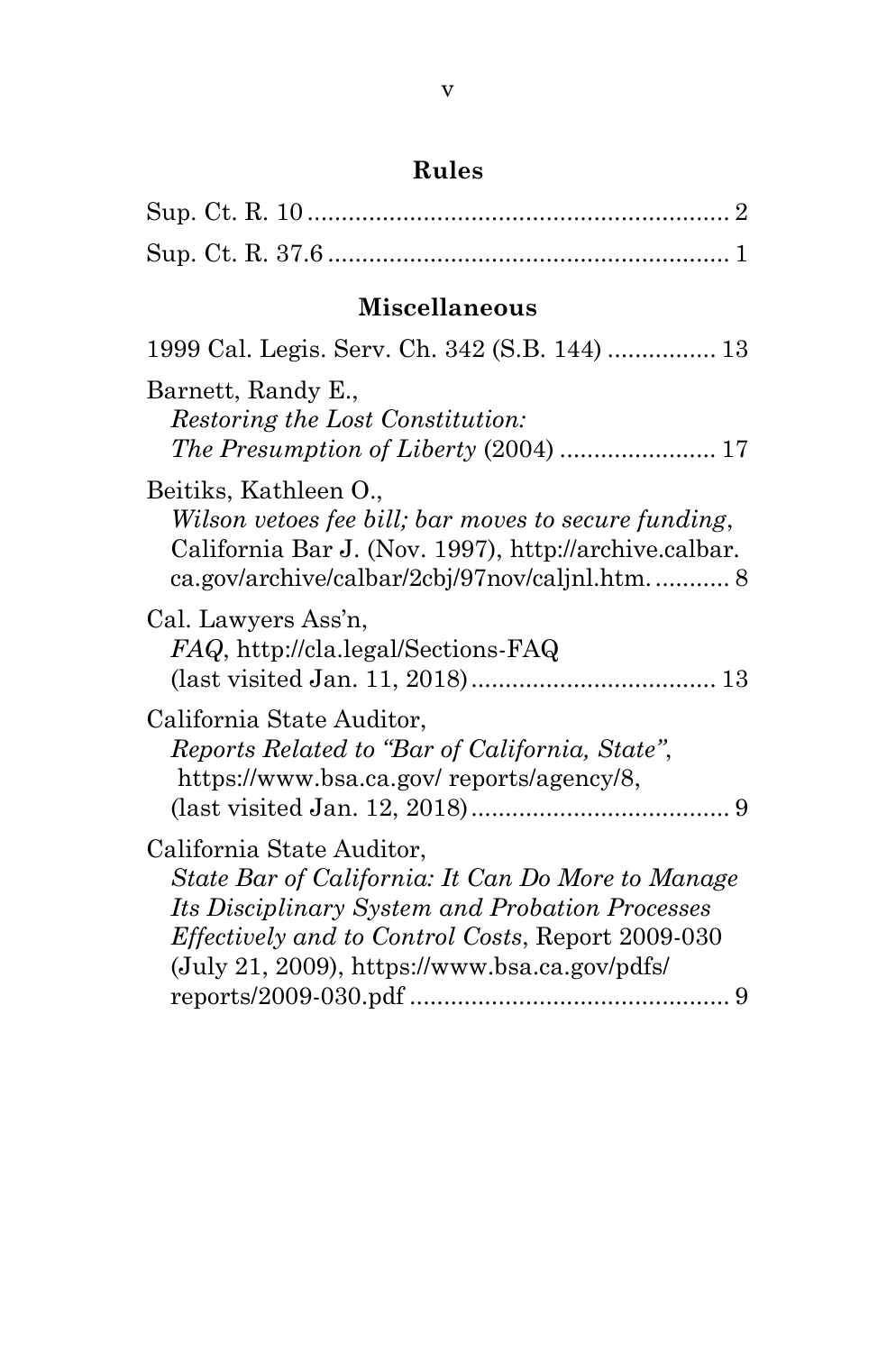## Rules

Sup. Ct. R. 10 .............................................................. 2

Sup. Ct. R. 37.6 ........................................................... 1

## Miscellaneous

1999 Cal. Legis. Serv. Ch. 342 (S.B. 144) ................ 13

Barnett, Randy E.,
*Restoring the Lost Constitution: The Presumption of Liberty* (2004) ....................... 17

Beitiks, Kathleen O.,
*Wilson vetoes fee bill; bar moves to secure funding*, California Bar J. (Nov. 1997), http://archive.calbar.ca.gov/archive/calbar/2cbj/97nov/caljnl.htm. ........... 8

Cal. Lawyers Ass'n,
*FAQ*, http://cla.legal/Sections-FAQ (last visited Jan. 11, 2018) .................................... 13

California State Auditor,
*Reports Related to "Bar of California, State"*, https://www.bsa.ca.gov/ reports/agency/8, (last visited Jan. 12, 2018) ...................................... 9

California State Auditor,
*State Bar of California: It Can Do More to Manage Its Disciplinary System and Probation Processes Effectively and to Control Costs*, Report 2009-030 (July 21, 2009), https://www.bsa.ca.gov/pdfs/reports/2009-030.pdf ............................................... 9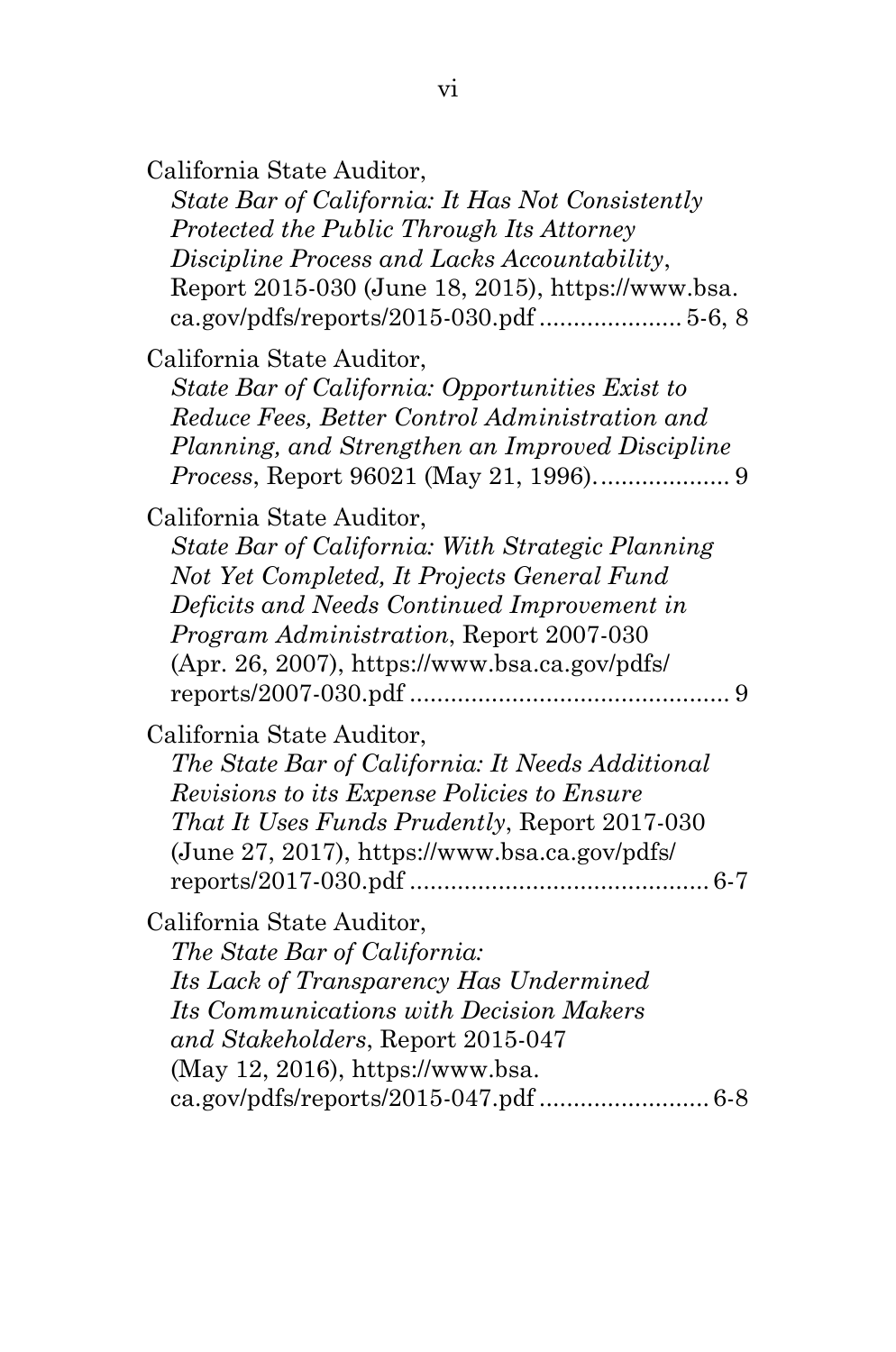California State Auditor,
*State Bar of California: It Has Not Consistently Protected the Public Through Its Attorney Discipline Process and Lacks Accountability*, Report 2015-030 (June 18, 2015), https://www.bsa.ca.gov/pdfs/reports/2015-030.pdf ..................... 5-6, 8

California State Auditor,
*State Bar of California: Opportunities Exist to Reduce Fees, Better Control Administration and Planning, and Strengthen an Improved Discipline Process*, Report 96021 (May 21, 1996)................... 9

California State Auditor,
*State Bar of California: With Strategic Planning Not Yet Completed, It Projects General Fund Deficits and Needs Continued Improvement in Program Administration*, Report 2007-030 (Apr. 26, 2007), https://www.bsa.ca.gov/pdfs/reports/2007-030.pdf ............................................. 9

California State Auditor,
*The State Bar of California: It Needs Additional Revisions to its Expense Policies to Ensure That It Uses Funds Prudently*, Report 2017-030 (June 27, 2017), https://www.bsa.ca.gov/pdfs/reports/2017-030.pdf ........................................... 6-7

California State Auditor,
*The State Bar of California: Its Lack of Transparency Has Undermined Its Communications with Decision Makers and Stakeholders*, Report 2015-047 (May 12, 2016), https://www.bsa.ca.gov/pdfs/reports/2015-047.pdf ......................... 6-8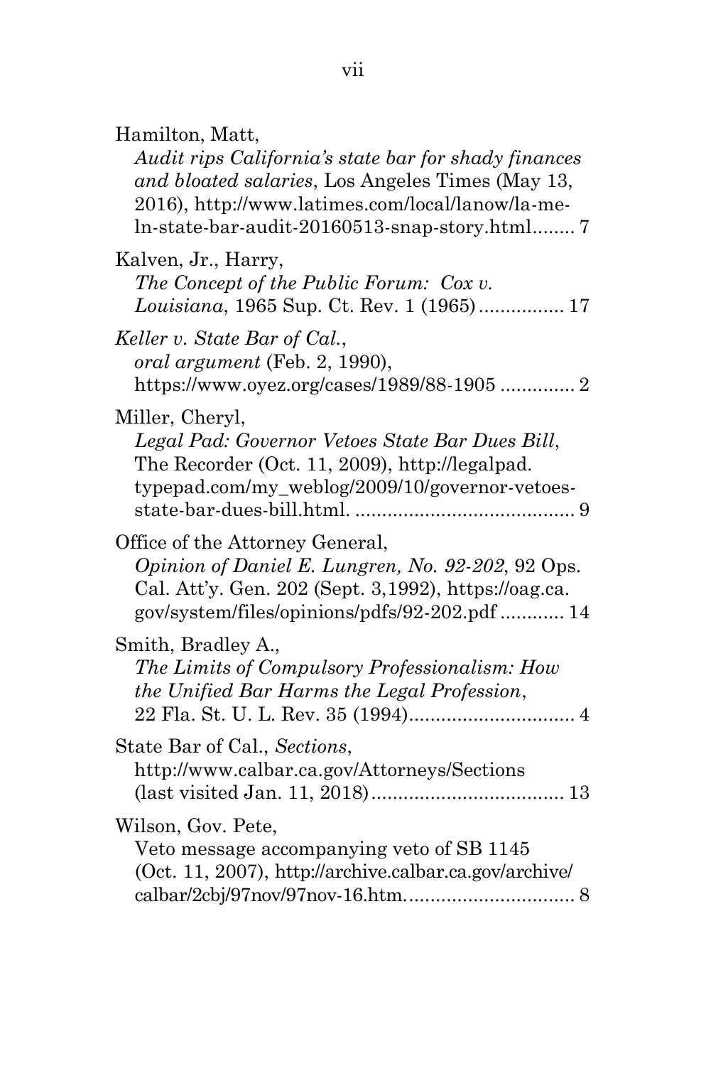Hamilton, Matt,
*Audit rips California's state bar for shady finances and bloated salaries*, Los Angeles Times (May 13, 2016), http://www.latimes.com/local/lanow/la-me-ln-state-bar-audit-20160513-snap-story.html........ 7

Kalven, Jr., Harry,
*The Concept of the Public Forum: Cox v. Louisiana*, 1965 Sup. Ct. Rev. 1 (1965)................ 17

*Keller v. State Bar of Cal.*,
*oral argument* (Feb. 2, 1990), https://www.oyez.org/cases/1989/88-1905 .............. 2

Miller, Cheryl,
*Legal Pad: Governor Vetoes State Bar Dues Bill*, The Recorder (Oct. 11, 2009), http://legalpad.typepad.com/my_weblog/2009/10/governor-vetoes-state-bar-dues-bill.html. ......................................... 9

Office of the Attorney General,
*Opinion of Daniel E. Lungren, No. 92-202*, 92 Ops. Cal. Att'y. Gen. 202 (Sept. 3,1992), https://oag.ca.gov/system/files/opinions/pdfs/92-202.pdf ............ 14

Smith, Bradley A.,
*The Limits of Compulsory Professionalism: How the Unified Bar Harms the Legal Profession*, 22 Fla. St. U. L. Rev. 35 (1994)............................... 4

State Bar of Cal., *Sections*,
http://www.calbar.ca.gov/Attorneys/Sections (last visited Jan. 11, 2018).................................... 13

Wilson, Gov. Pete,
Veto message accompanying veto of SB 1145 (Oct. 11, 2007), http://archive.calbar.ca.gov/archive/calbar/2cbj/97nov/97nov-16.htm................................ 8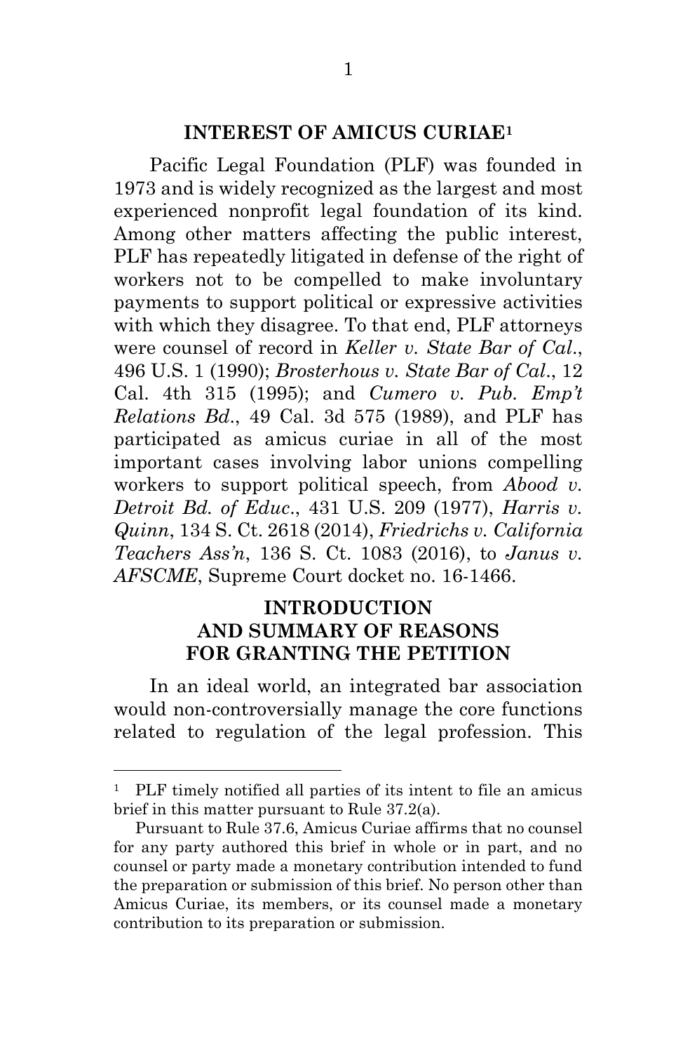## INTEREST OF AMICUS CURIAE[1]

Pacific Legal Foundation (PLF) was founded in 1973 and is widely recognized as the largest and most experienced nonprofit legal foundation of its kind. Among other matters affecting the public interest, PLF has repeatedly litigated in defense of the right of workers not to be compelled to make involuntary payments to support political or expressive activities with which they disagree. To that end, PLF attorneys were counsel of record in *Keller v. State Bar of Cal.*, 496 U.S. 1 (1990); *Brosterhous v. State Bar of Cal.*, 12 Cal. 4th 315 (1995); and *Cumero v. Pub. Emp't Relations Bd.*, 49 Cal. 3d 575 (1989), and PLF has participated as amicus curiae in all of the most important cases involving labor unions compelling workers to support political speech, from *Abood v. Detroit Bd. of Educ.*, 431 U.S. 209 (1977), *Harris v. Quinn*, 134 S. Ct. 2618 (2014), *Friedrichs v. California Teachers Ass'n*, 136 S. Ct. 1083 (2016), to *Janus v. AFSCME*, Supreme Court docket no. 16-1466.

## INTRODUCTION AND SUMMARY OF REASONS FOR GRANTING THE PETITION

In an ideal world, an integrated bar association would non-controversially manage the core functions related to regulation of the legal profession. This

---

[1] PLF timely notified all parties of its intent to file an amicus brief in this matter pursuant to Rule 37.2(a).

Pursuant to Rule 37.6, Amicus Curiae affirms that no counsel for any party authored this brief in whole or in part, and no counsel or party made a monetary contribution intended to fund the preparation or submission of this brief. No person other than Amicus Curiae, its members, or its counsel made a monetary contribution to its preparation or submission.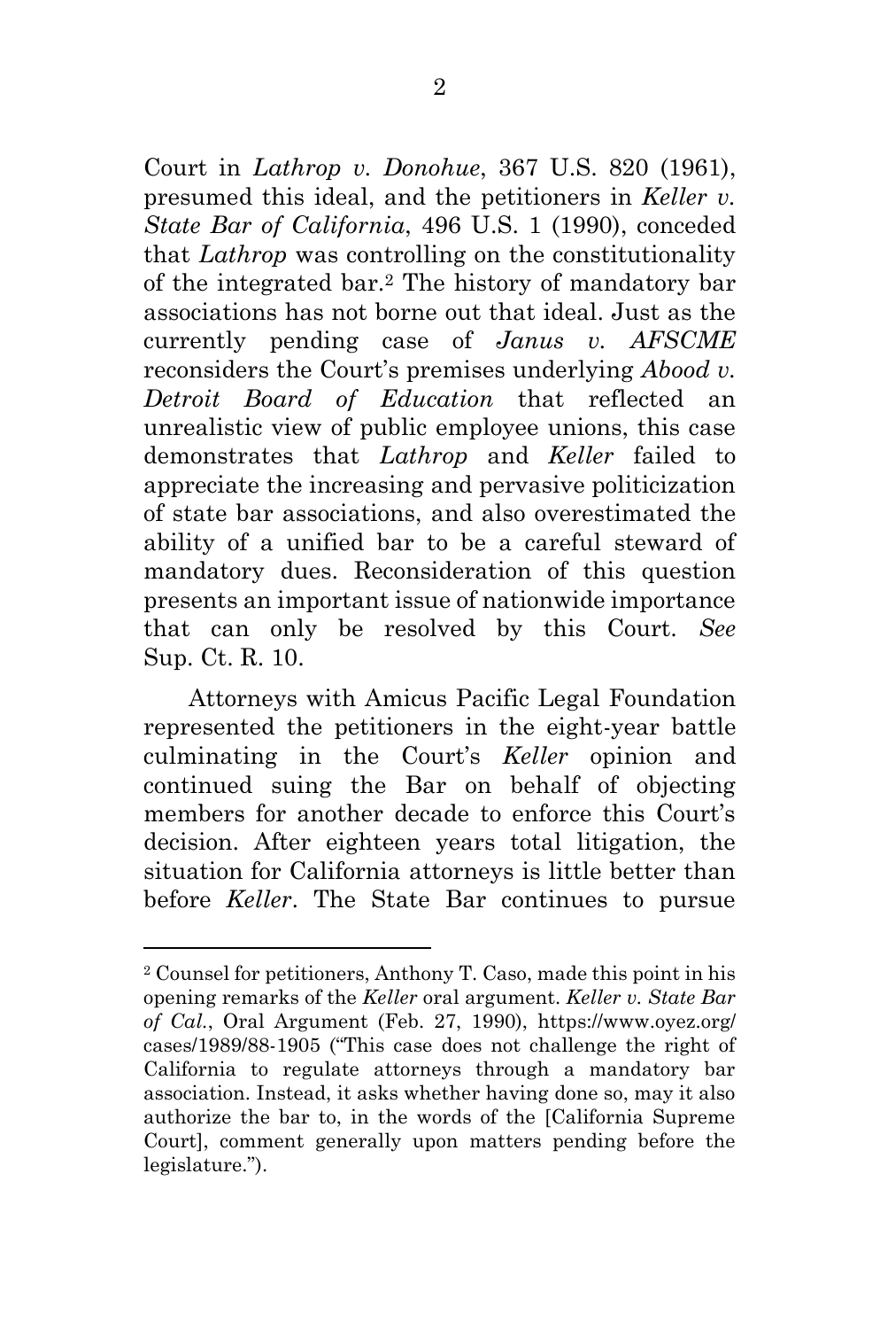Court in *Lathrop v. Donohue*, 367 U.S. 820 (1961), presumed this ideal, and the petitioners in *Keller v. State Bar of California*, 496 U.S. 1 (1990), conceded that *Lathrop* was controlling on the constitutionality of the integrated bar.[2] The history of mandatory bar associations has not borne out that ideal. Just as the currently pending case of *Janus v. AFSCME* reconsiders the Court's premises underlying *Abood v. Detroit Board of Education* that reflected an unrealistic view of public employee unions, this case demonstrates that *Lathrop* and *Keller* failed to appreciate the increasing and pervasive politicization of state bar associations, and also overestimated the ability of a unified bar to be a careful steward of mandatory dues. Reconsideration of this question presents an important issue of nationwide importance that can only be resolved by this Court. *See* Sup. Ct. R. 10.

Attorneys with Amicus Pacific Legal Foundation represented the petitioners in the eight-year battle culminating in the Court's *Keller* opinion and continued suing the Bar on behalf of objecting members for another decade to enforce this Court's decision. After eighteen years total litigation, the situation for California attorneys is little better than before *Keller*. The State Bar continues to pursue

---

[2] Counsel for petitioners, Anthony T. Caso, made this point in his opening remarks of the *Keller* oral argument. *Keller v. State Bar of Cal.*, Oral Argument (Feb. 27, 1990), https://www.oyez.org/cases/1989/88-1905 ("This case does not challenge the right of California to regulate attorneys through a mandatory bar association. Instead, it asks whether having done so, may it also authorize the bar to, in the words of the [California Supreme Court], comment generally upon matters pending before the legislature.").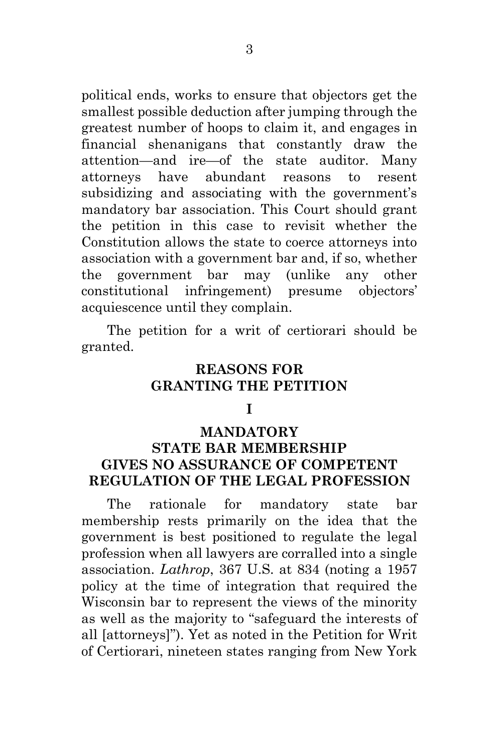political ends, works to ensure that objectors get the smallest possible deduction after jumping through the greatest number of hoops to claim it, and engages in financial shenanigans that constantly draw the attention—and ire—of the state auditor. Many attorneys have abundant reasons to resent subsidizing and associating with the government's mandatory bar association. This Court should grant the petition in this case to revisit whether the Constitution allows the state to coerce attorneys into association with a government bar and, if so, whether the government bar may (unlike any other constitutional infringement) presume objectors' acquiescence until they complain.

The petition for a writ of certiorari should be granted.

## REASONS FOR GRANTING THE PETITION

### I

### MANDATORY STATE BAR MEMBERSHIP GIVES NO ASSURANCE OF COMPETENT REGULATION OF THE LEGAL PROFESSION

The rationale for mandatory state bar membership rests primarily on the idea that the government is best positioned to regulate the legal profession when all lawyers are corralled into a single association. *Lathrop*, 367 U.S. at 834 (noting a 1957 policy at the time of integration that required the Wisconsin bar to represent the views of the minority as well as the majority to "safeguard the interests of all [attorneys]"). Yet as noted in the Petition for Writ of Certiorari, nineteen states ranging from New York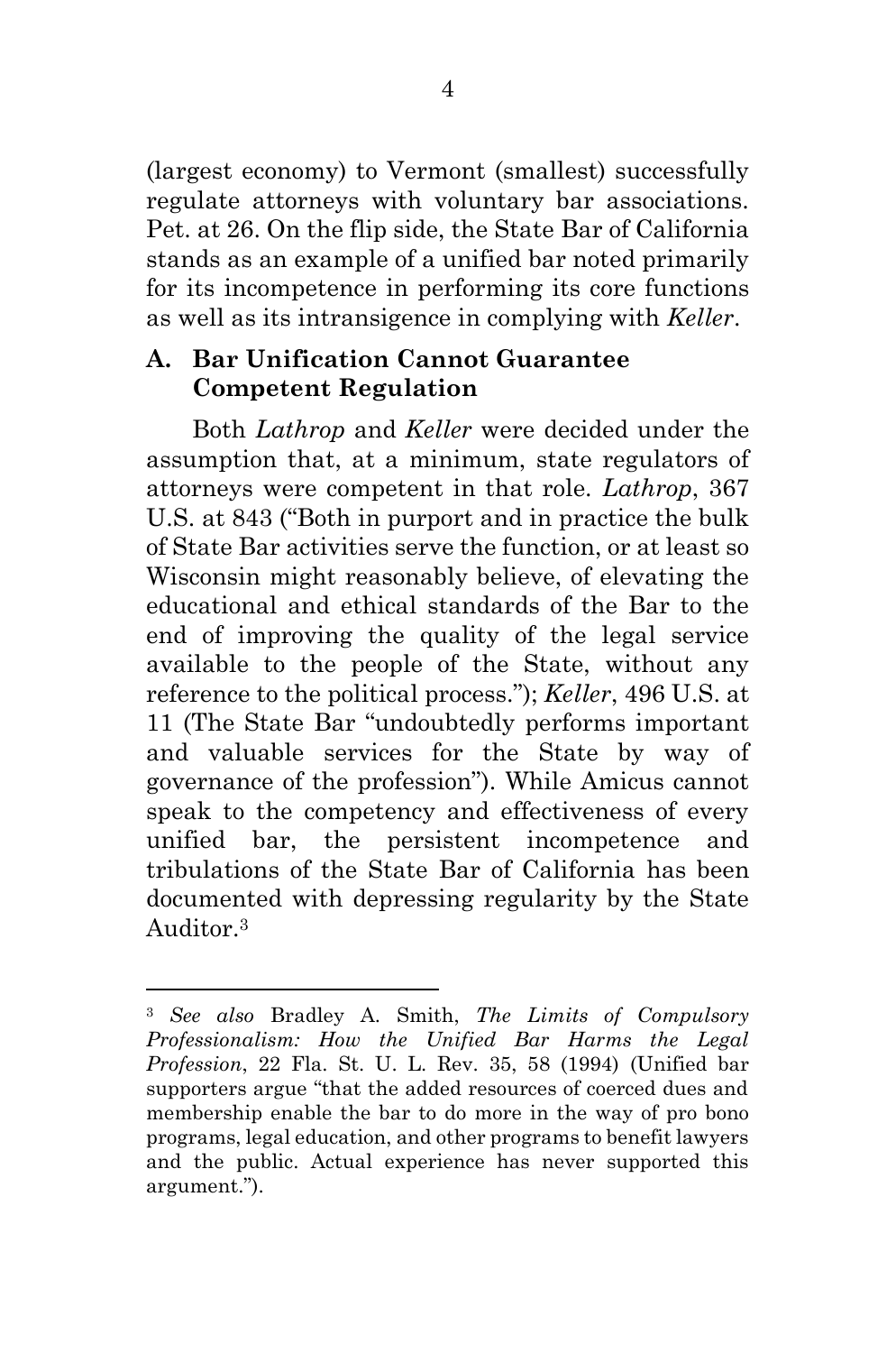(largest economy) to Vermont (smallest) successfully regulate attorneys with voluntary bar associations. Pet. at 26. On the flip side, the State Bar of California stands as an example of a unified bar noted primarily for its incompetence in performing its core functions as well as its intransigence in complying with *Keller*.

### A. Bar Unification Cannot Guarantee Competent Regulation

Both *Lathrop* and *Keller* were decided under the assumption that, at a minimum, state regulators of attorneys were competent in that role. *Lathrop*, 367 U.S. at 843 ("Both in purport and in practice the bulk of State Bar activities serve the function, or at least so Wisconsin might reasonably believe, of elevating the educational and ethical standards of the Bar to the end of improving the quality of the legal service available to the people of the State, without any reference to the political process."); *Keller*, 496 U.S. at 11 (The State Bar "undoubtedly performs important and valuable services for the State by way of governance of the profession"). While Amicus cannot speak to the competency and effectiveness of every unified bar, the persistent incompetence and tribulations of the State Bar of California has been documented with depressing regularity by the State Auditor.[3]

---

[3] *See also* Bradley A. Smith, *The Limits of Compulsory Professionalism: How the Unified Bar Harms the Legal Profession*, 22 Fla. St. U. L. Rev. 35, 58 (1994) (Unified bar supporters argue "that the added resources of coerced dues and membership enable the bar to do more in the way of pro bono programs, legal education, and other programs to benefit lawyers and the public. Actual experience has never supported this argument.").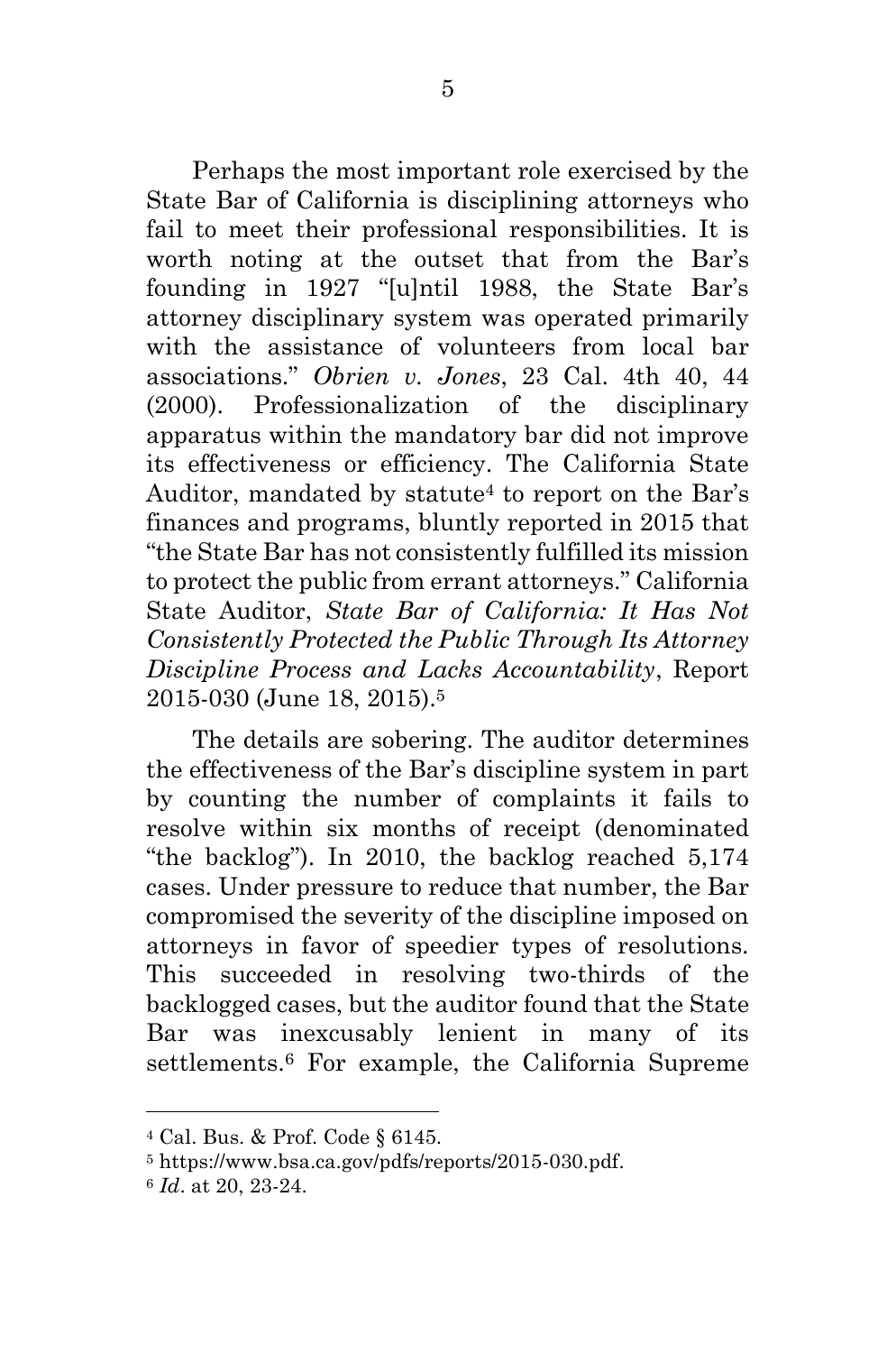Perhaps the most important role exercised by the State Bar of California is disciplining attorneys who fail to meet their professional responsibilities. It is worth noting at the outset that from the Bar's founding in 1927 "[u]ntil 1988, the State Bar's attorney disciplinary system was operated primarily with the assistance of volunteers from local bar associations." *Obrien v. Jones*, 23 Cal. 4th 40, 44 (2000). Professionalization of the disciplinary apparatus within the mandatory bar did not improve its effectiveness or efficiency. The California State Auditor, mandated by statute[4] to report on the Bar's finances and programs, bluntly reported in 2015 that "the State Bar has not consistently fulfilled its mission to protect the public from errant attorneys." California State Auditor, *State Bar of California: It Has Not Consistently Protected the Public Through Its Attorney Discipline Process and Lacks Accountability*, Report 2015-030 (June 18, 2015).[5]

The details are sobering. The auditor determines the effectiveness of the Bar's discipline system in part by counting the number of complaints it fails to resolve within six months of receipt (denominated "the backlog"). In 2010, the backlog reached 5,174 cases. Under pressure to reduce that number, the Bar compromised the severity of the discipline imposed on attorneys in favor of speedier types of resolutions. This succeeded in resolving two-thirds of the backlogged cases, but the auditor found that the State Bar was inexcusably lenient in many of its settlements.[6] For example, the California Supreme

---

[4] Cal. Bus. & Prof. Code § 6145.

[5] https://www.bsa.ca.gov/pdfs/reports/2015-030.pdf.

[6] *Id*. at 20, 23-24.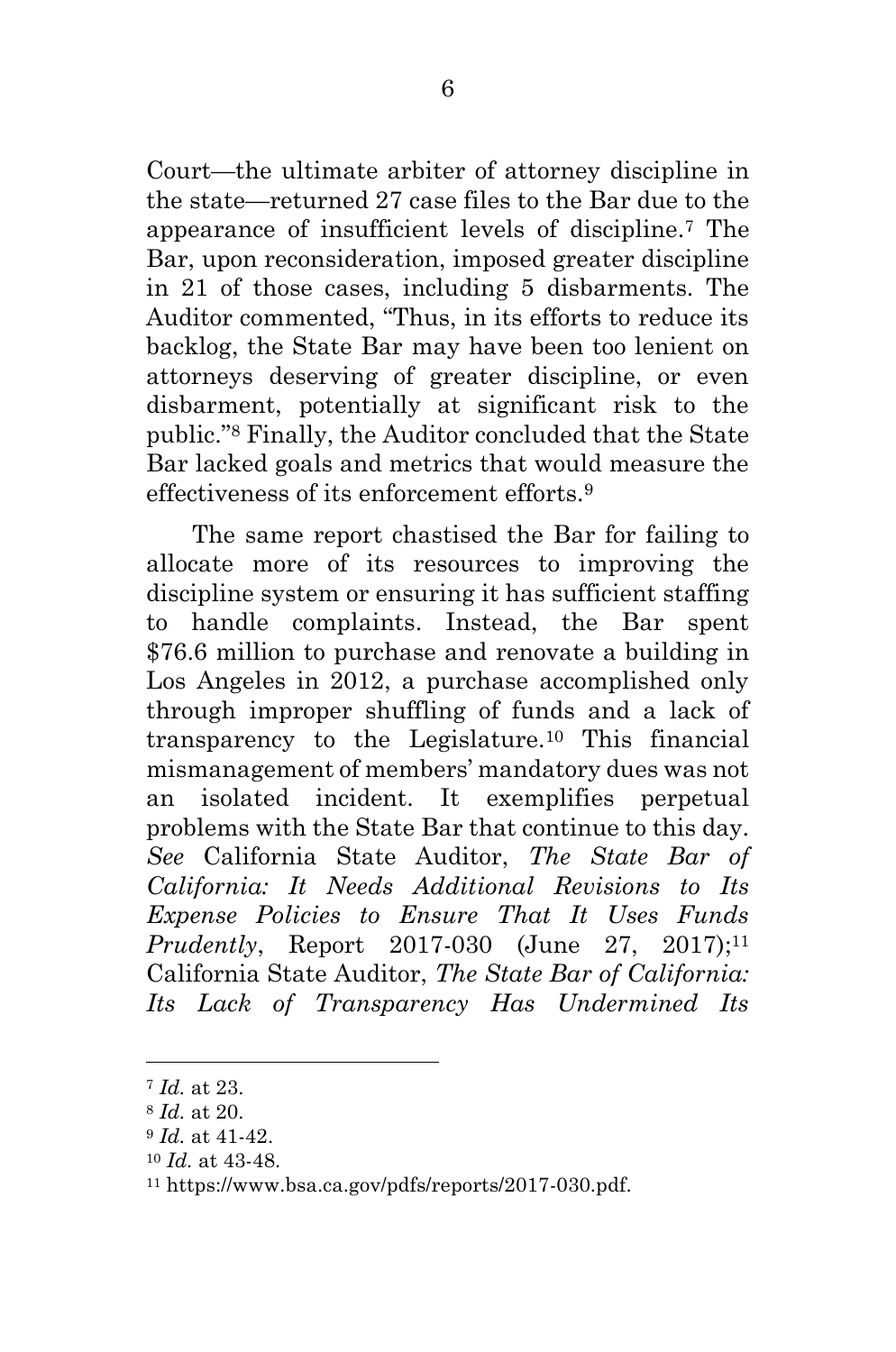Court—the ultimate arbiter of attorney discipline in the state—returned 27 case files to the Bar due to the appearance of insufficient levels of discipline.[7] The Bar, upon reconsideration, imposed greater discipline in 21 of those cases, including 5 disbarments. The Auditor commented, "Thus, in its efforts to reduce its backlog, the State Bar may have been too lenient on attorneys deserving of greater discipline, or even disbarment, potentially at significant risk to the public."[8] Finally, the Auditor concluded that the State Bar lacked goals and metrics that would measure the effectiveness of its enforcement efforts.[9]

The same report chastised the Bar for failing to allocate more of its resources to improving the discipline system or ensuring it has sufficient staffing to handle complaints. Instead, the Bar spent $76.6 million to purchase and renovate a building in Los Angeles in 2012, a purchase accomplished only through improper shuffling of funds and a lack of transparency to the Legislature.[10] This financial mismanagement of members' mandatory dues was not an isolated incident. It exemplifies perpetual problems with the State Bar that continue to this day. *See* California State Auditor, *The State Bar of California: It Needs Additional Revisions to Its Expense Policies to Ensure That It Uses Funds Prudently*, Report 2017-030 (June 27, 2017);[11] California State Auditor, *The State Bar of California: Its Lack of Transparency Has Undermined Its*

---

[7] *Id.* at 23.

[8] *Id.* at 20.

[9] *Id.* at 41-42.

[10] *Id.* at 43-48.

[11] https://www.bsa.ca.gov/pdfs/reports/2017-030.pdf.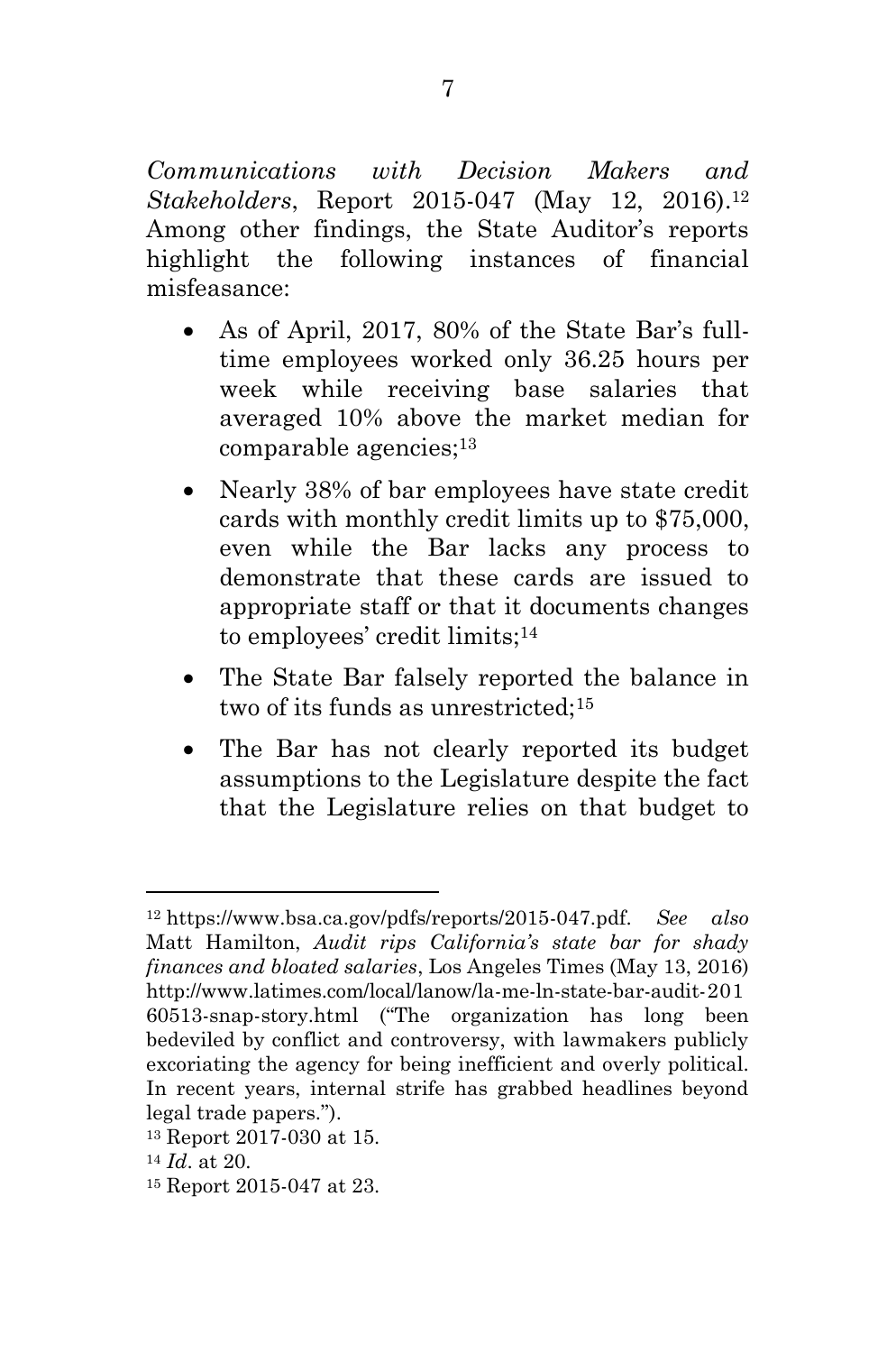*Communications with Decision Makers and Stakeholders*, Report 2015-047 (May 12, 2016).[12] Among other findings, the State Auditor's reports highlight the following instances of financial misfeasance:

- As of April, 2017, 80% of the State Bar's full-time employees worked only 36.25 hours per week while receiving base salaries that averaged 10% above the market median for comparable agencies;[13]
- Nearly 38% of bar employees have state credit cards with monthly credit limits up to $75,000, even while the Bar lacks any process to demonstrate that these cards are issued to appropriate staff or that it documents changes to employees' credit limits;[14]
- The State Bar falsely reported the balance in two of its funds as unrestricted;[15]
- The Bar has not clearly reported its budget assumptions to the Legislature despite the fact that the Legislature relies on that budget to

---

[12] https://www.bsa.ca.gov/pdfs/reports/2015-047.pdf. *See also* Matt Hamilton, *Audit rips California's state bar for shady finances and bloated salaries*, Los Angeles Times (May 13, 2016) http://www.latimes.com/local/lanow/la-me-ln-state-bar-audit-20160513-snap-story.html ("The organization has long been bedeviled by conflict and controversy, with lawmakers publicly excoriating the agency for being inefficient and overly political. In recent years, internal strife has grabbed headlines beyond legal trade papers.").

[13] Report 2017-030 at 15.

[14] *Id*. at 20.

[15] Report 2015-047 at 23.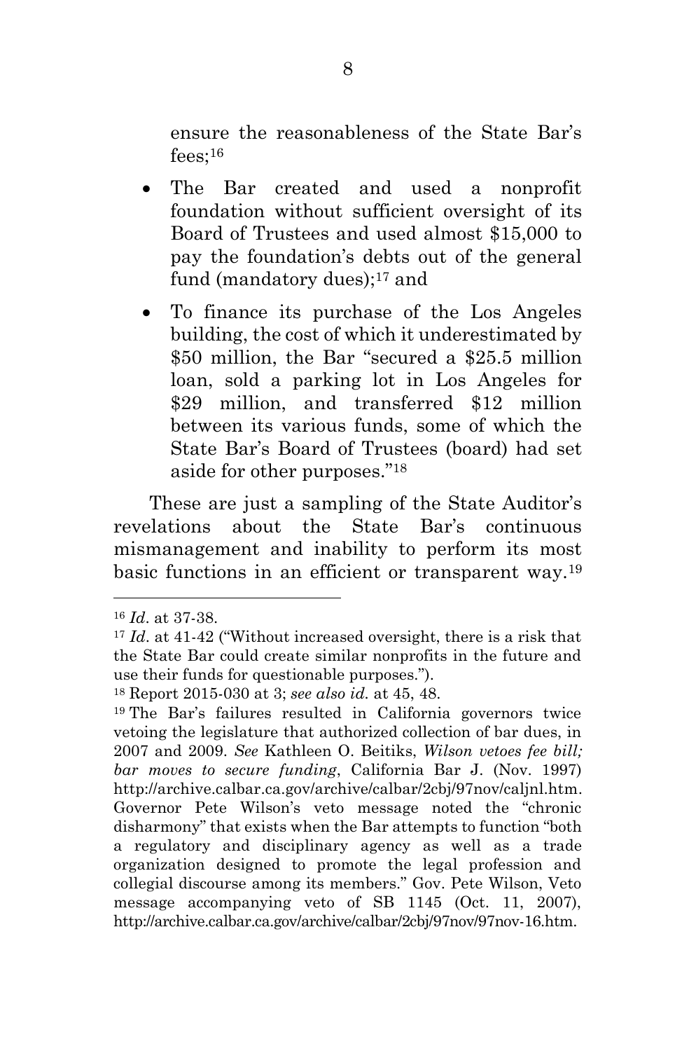ensure the reasonableness of the State Bar's fees;[16]

- The Bar created and used a nonprofit foundation without sufficient oversight of its Board of Trustees and used almost $15,000 to pay the foundation's debts out of the general fund (mandatory dues);[17] and
- To finance its purchase of the Los Angeles building, the cost of which it underestimated by $50 million, the Bar "secured a $25.5 million loan, sold a parking lot in Los Angeles for $29 million, and transferred $12 million between its various funds, some of which the State Bar's Board of Trustees (board) had set aside for other purposes."[18]

These are just a sampling of the State Auditor's revelations about the State Bar's continuous mismanagement and inability to perform its most basic functions in an efficient or transparent way.[19]

---

[16] *Id*. at 37-38.

[17] *Id*. at 41-42 ("Without increased oversight, there is a risk that the State Bar could create similar nonprofits in the future and use their funds for questionable purposes.").

[18] Report 2015-030 at 3; *see also id.* at 45, 48.

[19] The Bar's failures resulted in California governors twice vetoing the legislature that authorized collection of bar dues, in 2007 and 2009. *See* Kathleen O. Beitiks, *Wilson vetoes fee bill; bar moves to secure funding*, California Bar J. (Nov. 1997) http://archive.calbar.ca.gov/archive/calbar/2cbj/97nov/caljnl.htm. Governor Pete Wilson's veto message noted the "chronic disharmony" that exists when the Bar attempts to function "both a regulatory and disciplinary agency as well as a trade organization designed to promote the legal profession and collegial discourse among its members." Gov. Pete Wilson, Veto message accompanying veto of SB 1145 (Oct. 11, 2007), http://archive.calbar.ca.gov/archive/calbar/2cbj/97nov/97nov-16.htm.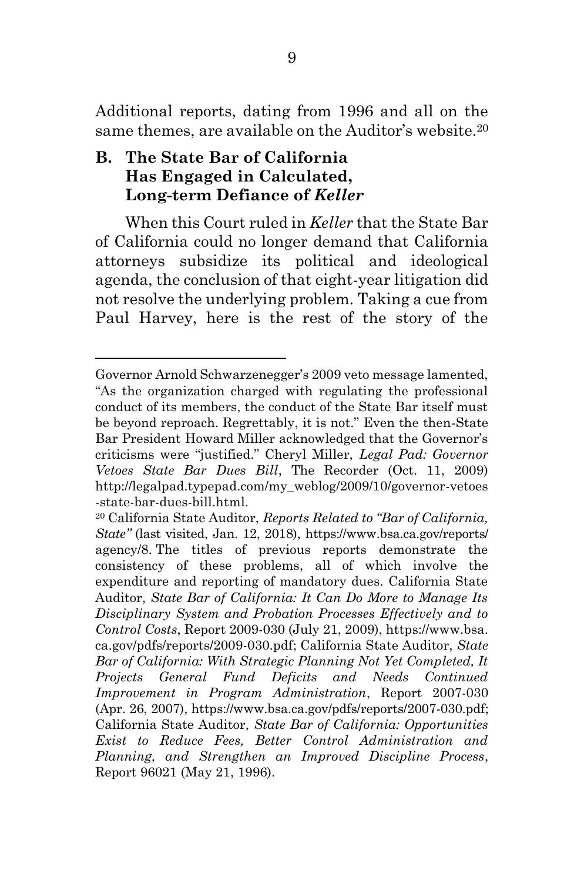Additional reports, dating from 1996 and all on the same themes, are available on the Auditor's website.[20]

### B. The State Bar of California Has Engaged in Calculated, Long-term Defiance of *Keller*

When this Court ruled in *Keller* that the State Bar of California could no longer demand that California attorneys subsidize its political and ideological agenda, the conclusion of that eight-year litigation did not resolve the underlying problem. Taking a cue from Paul Harvey, here is the rest of the story of the

---

Governor Arnold Schwarzenegger's 2009 veto message lamented, "As the organization charged with regulating the professional conduct of its members, the conduct of the State Bar itself must be beyond reproach. Regrettably, it is not." Even the then-State Bar President Howard Miller acknowledged that the Governor's criticisms were "justified." Cheryl Miller, *Legal Pad: Governor Vetoes State Bar Dues Bill*, The Recorder (Oct. 11, 2009) http://legalpad.typepad.com/my_weblog/2009/10/governor-vetoes-state-bar-dues-bill.html.

[20] California State Auditor, *Reports Related to "Bar of California, State"* (last visited, Jan. 12, 2018), https://www.bsa.ca.gov/reports/agency/8. The titles of previous reports demonstrate the consistency of these problems, all of which involve the expenditure and reporting of mandatory dues. California State Auditor, *State Bar of California: It Can Do More to Manage Its Disciplinary System and Probation Processes Effectively and to Control Costs*, Report 2009-030 (July 21, 2009), https://www.bsa.ca.gov/pdfs/reports/2009-030.pdf; California State Auditor, *State Bar of California: With Strategic Planning Not Yet Completed, It Projects General Fund Deficits and Needs Continued Improvement in Program Administration*, Report 2007-030 (Apr. 26, 2007), https://www.bsa.ca.gov/pdfs/reports/2007-030.pdf; California State Auditor, *State Bar of California: Opportunities Exist to Reduce Fees, Better Control Administration and Planning, and Strengthen an Improved Discipline Process*, Report 96021 (May 21, 1996).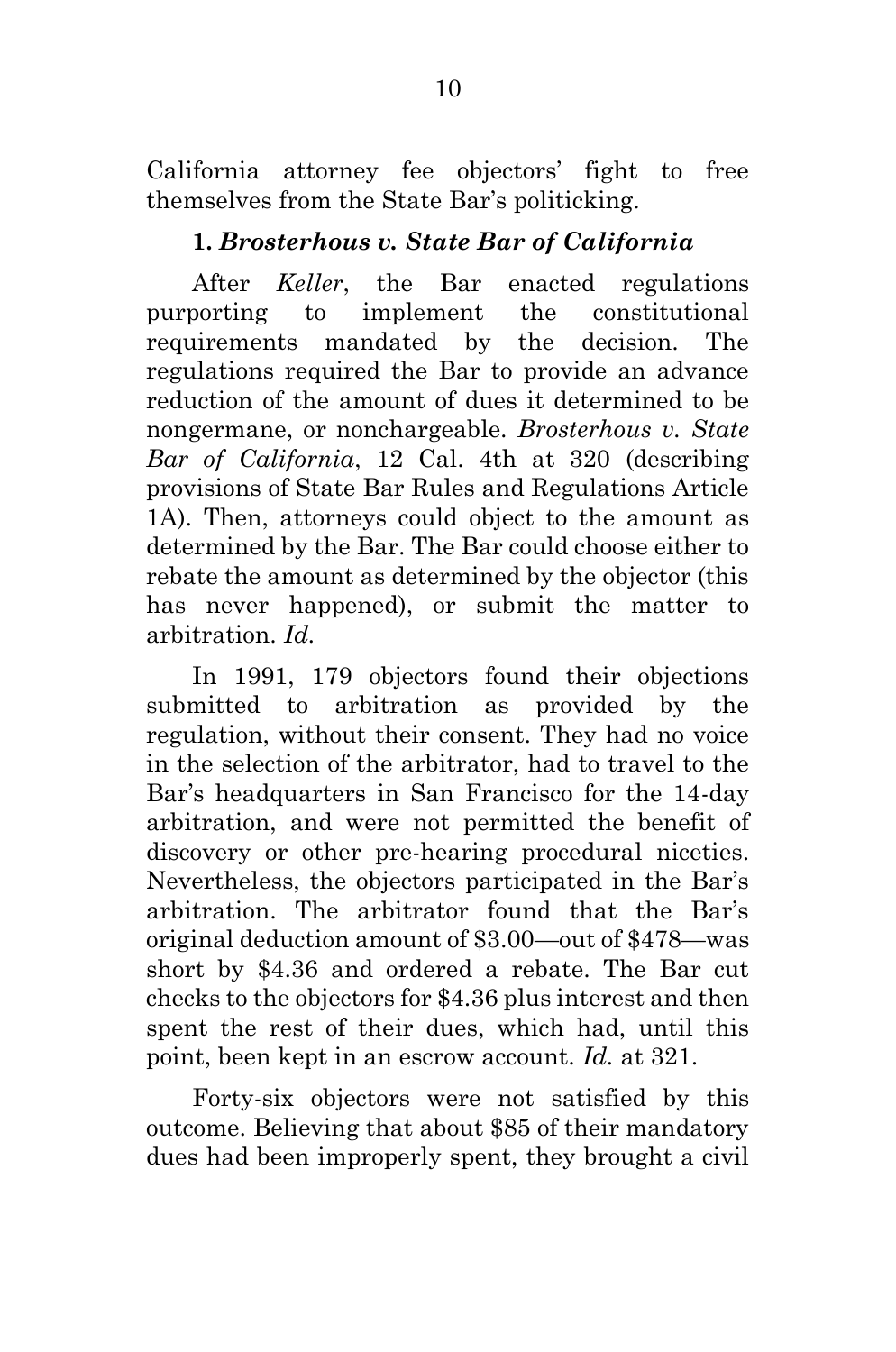California attorney fee objectors' fight to free themselves from the State Bar's politicking.

### 1. *Brosterhous v. State Bar of California*

After *Keller*, the Bar enacted regulations purporting to implement the constitutional requirements mandated by the decision. The regulations required the Bar to provide an advance reduction of the amount of dues it determined to be nongermane, or nonchargeable. *Brosterhous v. State Bar of California*, 12 Cal. 4th at 320 (describing provisions of State Bar Rules and Regulations Article 1A). Then, attorneys could object to the amount as determined by the Bar. The Bar could choose either to rebate the amount as determined by the objector (this has never happened), or submit the matter to arbitration. *Id.*

In 1991, 179 objectors found their objections submitted to arbitration as provided by the regulation, without their consent. They had no voice in the selection of the arbitrator, had to travel to the Bar's headquarters in San Francisco for the 14-day arbitration, and were not permitted the benefit of discovery or other pre-hearing procedural niceties. Nevertheless, the objectors participated in the Bar's arbitration. The arbitrator found that the Bar's original deduction amount of $3.00—out of $478—was short by $4.36 and ordered a rebate. The Bar cut checks to the objectors for $4.36 plus interest and then spent the rest of their dues, which had, until this point, been kept in an escrow account. *Id.* at 321.

Forty-six objectors were not satisfied by this outcome. Believing that about $85 of their mandatory dues had been improperly spent, they brought a civil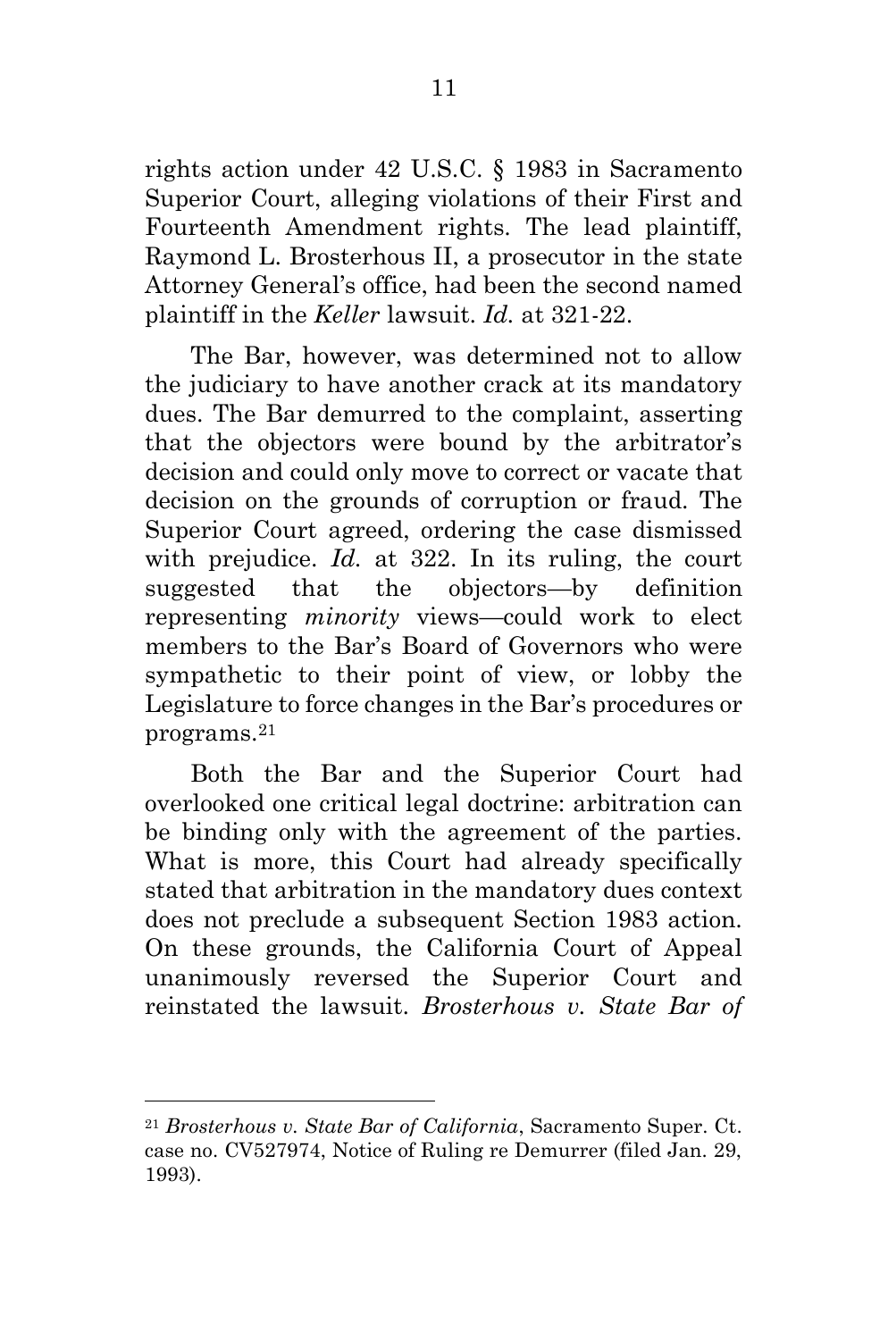rights action under 42 U.S.C. § 1983 in Sacramento Superior Court, alleging violations of their First and Fourteenth Amendment rights. The lead plaintiff, Raymond L. Brosterhous II, a prosecutor in the state Attorney General's office, had been the second named plaintiff in the *Keller* lawsuit. *Id.* at 321-22.

The Bar, however, was determined not to allow the judiciary to have another crack at its mandatory dues. The Bar demurred to the complaint, asserting that the objectors were bound by the arbitrator's decision and could only move to correct or vacate that decision on the grounds of corruption or fraud. The Superior Court agreed, ordering the case dismissed with prejudice. *Id.* at 322. In its ruling, the court suggested that the objectors—by definition representing *minority* views—could work to elect members to the Bar's Board of Governors who were sympathetic to their point of view, or lobby the Legislature to force changes in the Bar's procedures or programs.[21]

Both the Bar and the Superior Court had overlooked one critical legal doctrine: arbitration can be binding only with the agreement of the parties. What is more, this Court had already specifically stated that arbitration in the mandatory dues context does not preclude a subsequent Section 1983 action. On these grounds, the California Court of Appeal unanimously reversed the Superior Court and reinstated the lawsuit. *Brosterhous v. State Bar of*

---

[21] *Brosterhous v. State Bar of California*, Sacramento Super. Ct. case no. CV527974, Notice of Ruling re Demurrer (filed Jan. 29, 1993).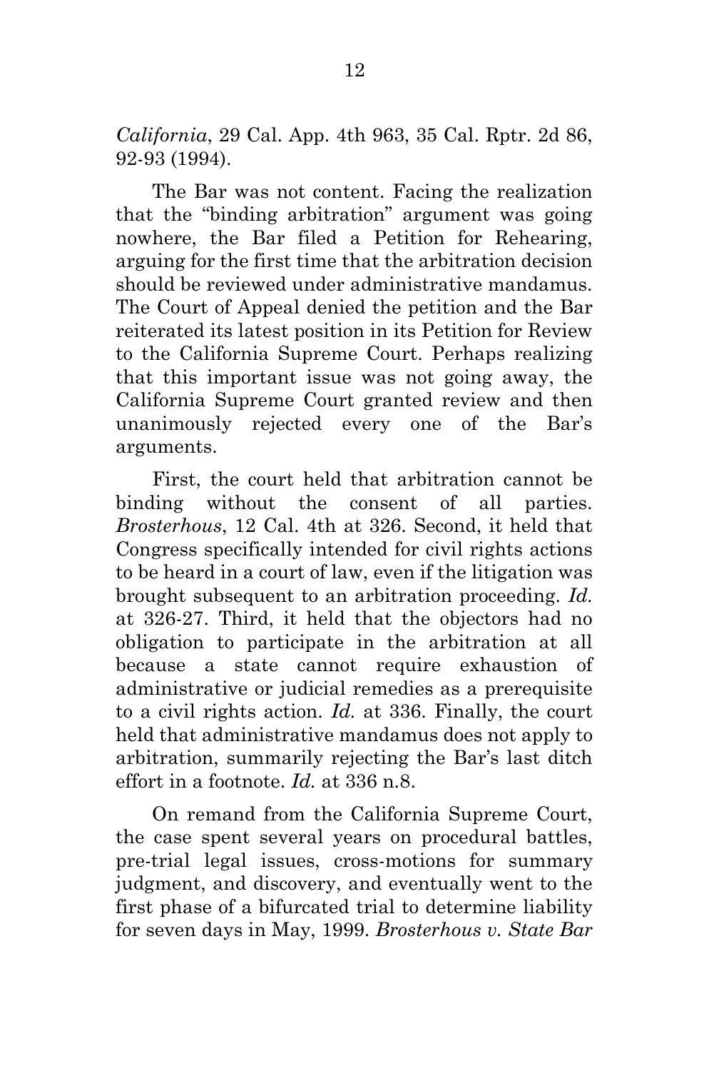*California*, 29 Cal. App. 4th 963, 35 Cal. Rptr. 2d 86, 92-93 (1994).

The Bar was not content. Facing the realization that the "binding arbitration" argument was going nowhere, the Bar filed a Petition for Rehearing, arguing for the first time that the arbitration decision should be reviewed under administrative mandamus. The Court of Appeal denied the petition and the Bar reiterated its latest position in its Petition for Review to the California Supreme Court. Perhaps realizing that this important issue was not going away, the California Supreme Court granted review and then unanimously rejected every one of the Bar's arguments.

First, the court held that arbitration cannot be binding without the consent of all parties. *Brosterhous*, 12 Cal. 4th at 326. Second, it held that Congress specifically intended for civil rights actions to be heard in a court of law, even if the litigation was brought subsequent to an arbitration proceeding. *Id.* at 326-27. Third, it held that the objectors had no obligation to participate in the arbitration at all because a state cannot require exhaustion of administrative or judicial remedies as a prerequisite to a civil rights action. *Id.* at 336. Finally, the court held that administrative mandamus does not apply to arbitration, summarily rejecting the Bar's last ditch effort in a footnote. *Id.* at 336 n.8.

On remand from the California Supreme Court, the case spent several years on procedural battles, pre-trial legal issues, cross-motions for summary judgment, and discovery, and eventually went to the first phase of a bifurcated trial to determine liability for seven days in May, 1999. *Brosterhous v. State Bar*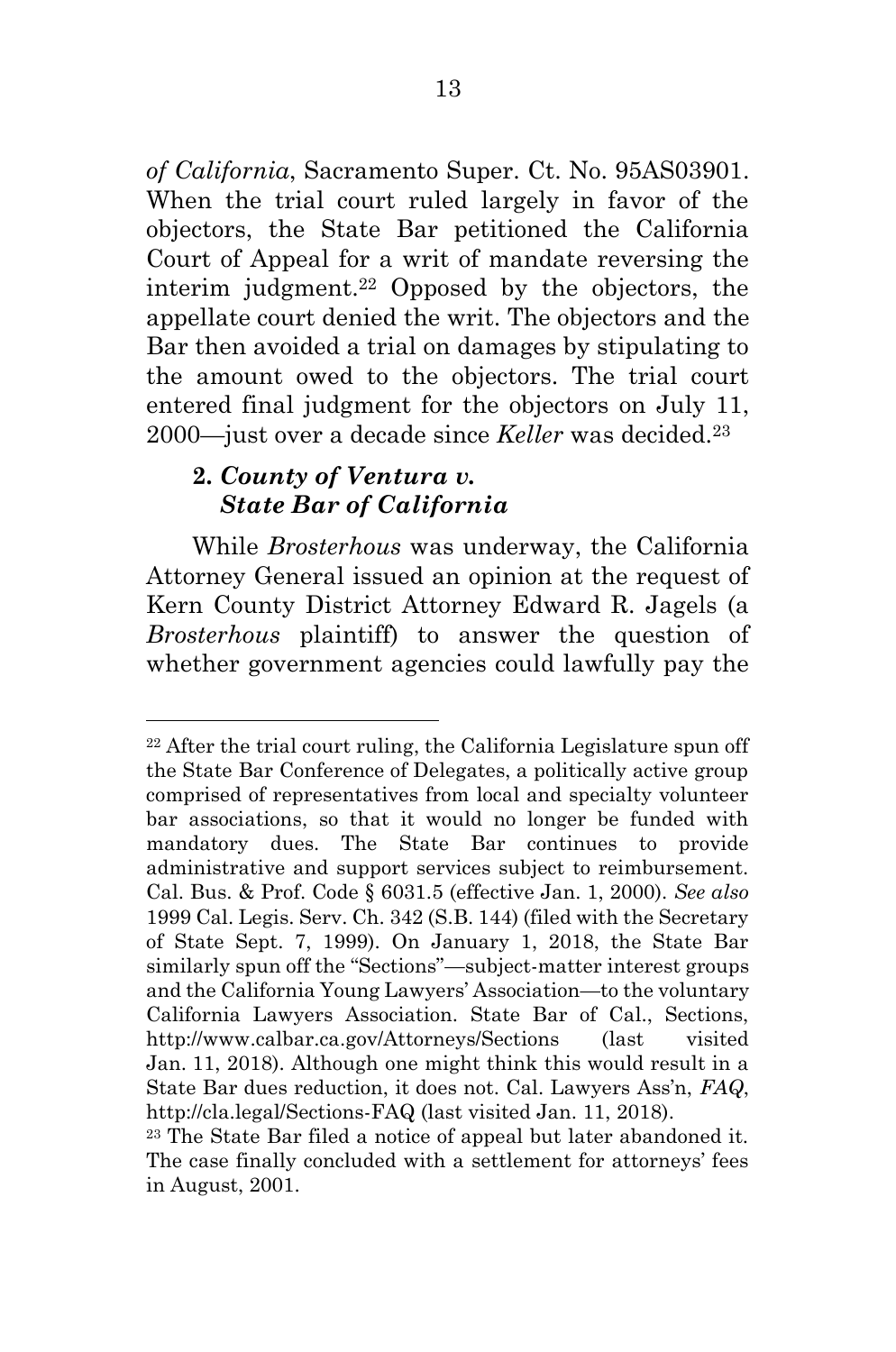*of California*, Sacramento Super. Ct. No. 95AS03901. When the trial court ruled largely in favor of the objectors, the State Bar petitioned the California Court of Appeal for a writ of mandate reversing the interim judgment.[22] Opposed by the objectors, the appellate court denied the writ. The objectors and the Bar then avoided a trial on damages by stipulating to the amount owed to the objectors. The trial court entered final judgment for the objectors on July 11, 2000—just over a decade since *Keller* was decided.[23]

### 2. *County of Ventura v. State Bar of California*

While *Brosterhous* was underway, the California Attorney General issued an opinion at the request of Kern County District Attorney Edward R. Jagels (a *Brosterhous* plaintiff) to answer the question of whether government agencies could lawfully pay the

---

[22] After the trial court ruling, the California Legislature spun off the State Bar Conference of Delegates, a politically active group comprised of representatives from local and specialty volunteer bar associations, so that it would no longer be funded with mandatory dues. The State Bar continues to provide administrative and support services subject to reimbursement. Cal. Bus. & Prof. Code § 6031.5 (effective Jan. 1, 2000). *See also* 1999 Cal. Legis. Serv. Ch. 342 (S.B. 144) (filed with the Secretary of State Sept. 7, 1999). On January 1, 2018, the State Bar similarly spun off the "Sections"—subject-matter interest groups and the California Young Lawyers' Association—to the voluntary California Lawyers Association. State Bar of Cal., Sections, http://www.calbar.ca.gov/Attorneys/Sections (last visited Jan. 11, 2018). Although one might think this would result in a State Bar dues reduction, it does not. Cal. Lawyers Ass'n, *FAQ*, http://cla.legal/Sections-FAQ (last visited Jan. 11, 2018).

[23] The State Bar filed a notice of appeal but later abandoned it. The case finally concluded with a settlement for attorneys' fees in August, 2001.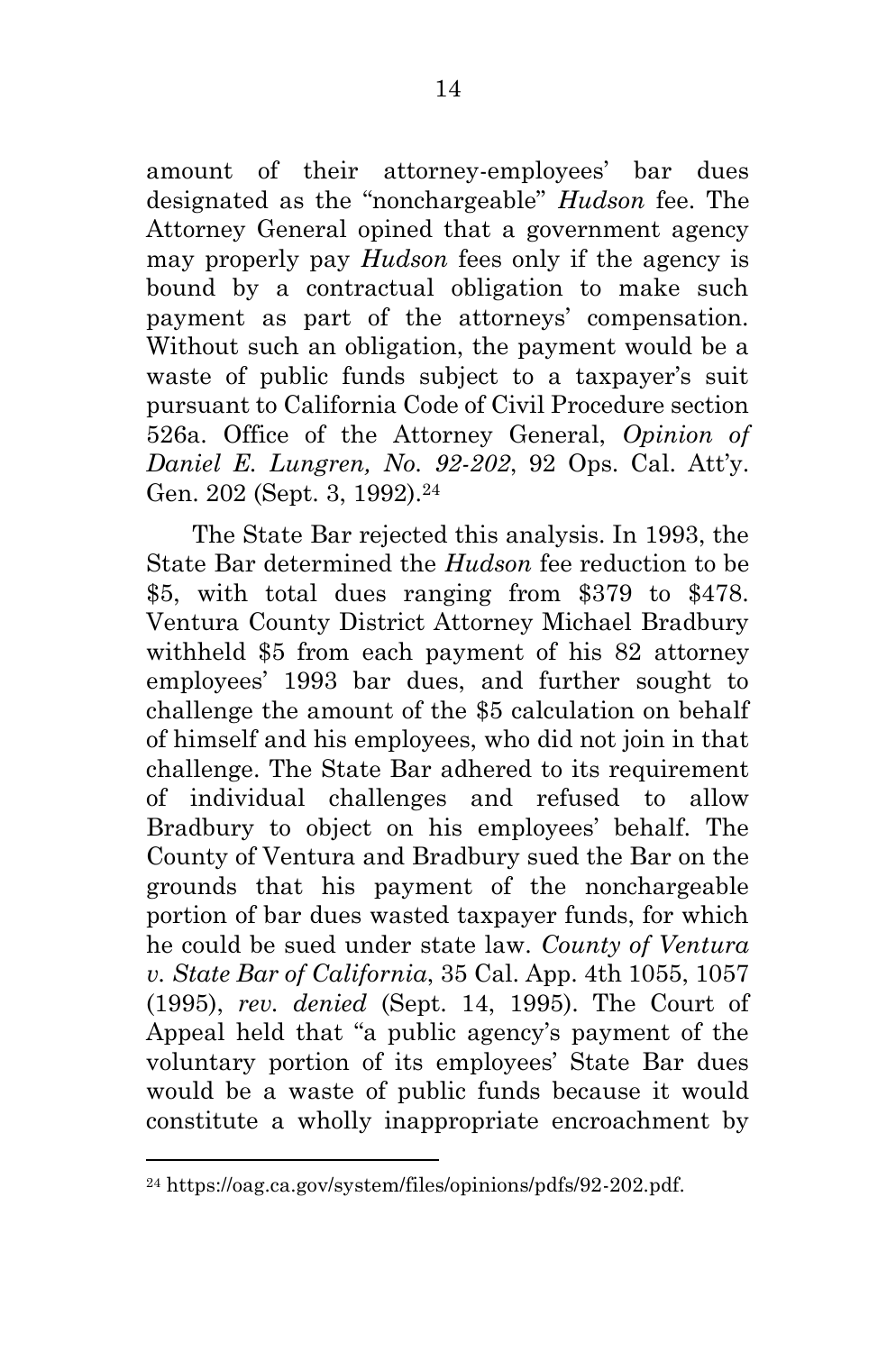amount of their attorney-employees' bar dues designated as the "nonchargeable" *Hudson* fee. The Attorney General opined that a government agency may properly pay *Hudson* fees only if the agency is bound by a contractual obligation to make such payment as part of the attorneys' compensation. Without such an obligation, the payment would be a waste of public funds subject to a taxpayer's suit pursuant to California Code of Civil Procedure section 526a. Office of the Attorney General, *Opinion of Daniel E. Lungren, No. 92-202*, 92 Ops. Cal. Att'y. Gen. 202 (Sept. 3, 1992).[24]

The State Bar rejected this analysis. In 1993, the State Bar determined the *Hudson* fee reduction to be \$5, with total dues ranging from \$379 to \$478. Ventura County District Attorney Michael Bradbury withheld \$5 from each payment of his 82 attorney employees' 1993 bar dues, and further sought to challenge the amount of the \$5 calculation on behalf of himself and his employees, who did not join in that challenge. The State Bar adhered to its requirement of individual challenges and refused to allow Bradbury to object on his employees' behalf. The County of Ventura and Bradbury sued the Bar on the grounds that his payment of the nonchargeable portion of bar dues wasted taxpayer funds, for which he could be sued under state law. *County of Ventura v. State Bar of California*, 35 Cal. App. 4th 1055, 1057 (1995), *rev. denied* (Sept. 14, 1995). The Court of Appeal held that "a public agency's payment of the voluntary portion of its employees' State Bar dues would be a waste of public funds because it would constitute a wholly inappropriate encroachment by

[24] https://oag.ca.gov/system/files/opinions/pdfs/92-202.pdf.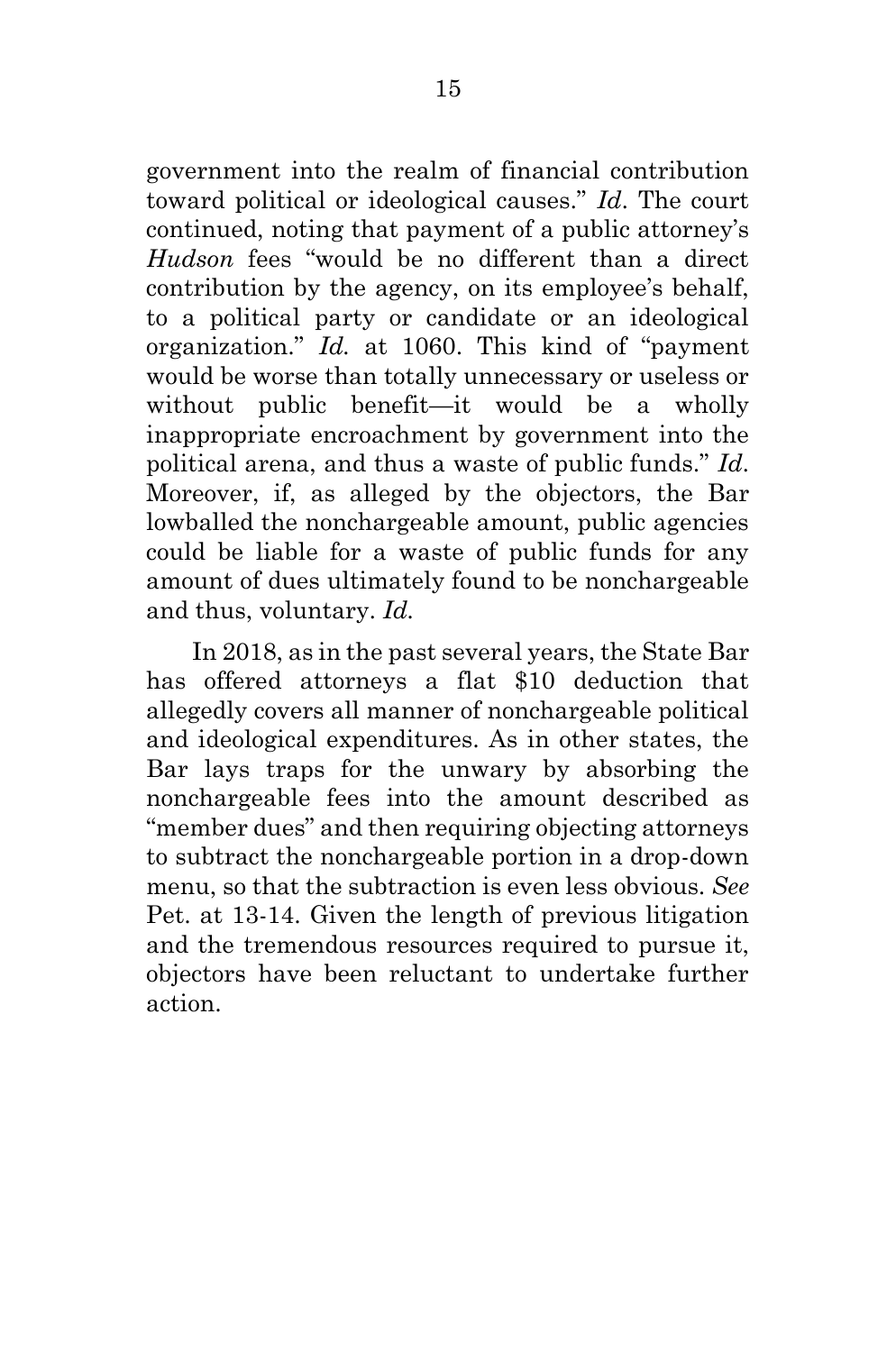government into the realm of financial contribution toward political or ideological causes." *Id*. The court continued, noting that payment of a public attorney's *Hudson* fees "would be no different than a direct contribution by the agency, on its employee's behalf, to a political party or candidate or an ideological organization." *Id.* at 1060. This kind of "payment would be worse than totally unnecessary or useless or without public benefit—it would be a wholly inappropriate encroachment by government into the political arena, and thus a waste of public funds." *Id*. Moreover, if, as alleged by the objectors, the Bar lowballed the nonchargeable amount, public agencies could be liable for a waste of public funds for any amount of dues ultimately found to be nonchargeable and thus, voluntary. *Id.*

In 2018, as in the past several years, the State Bar has offered attorneys a flat $10 deduction that allegedly covers all manner of nonchargeable political and ideological expenditures. As in other states, the Bar lays traps for the unwary by absorbing the nonchargeable fees into the amount described as "member dues" and then requiring objecting attorneys to subtract the nonchargeable portion in a drop-down menu, so that the subtraction is even less obvious. *See* Pet. at 13-14. Given the length of previous litigation and the tremendous resources required to pursue it, objectors have been reluctant to undertake further action.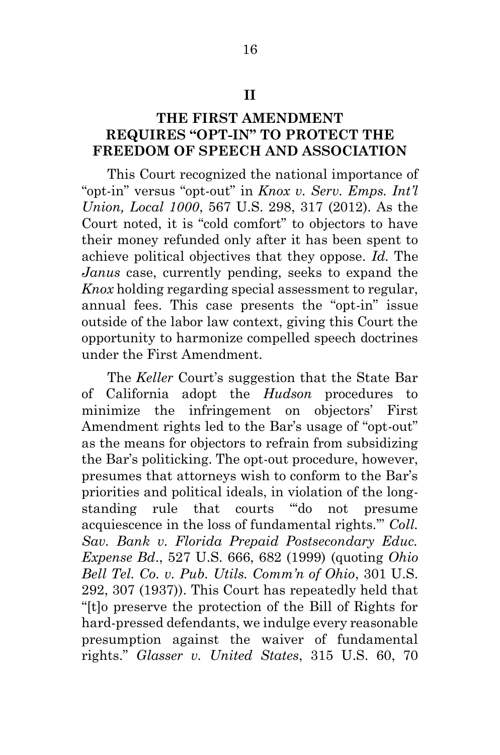## II

## THE FIRST AMENDMENT REQUIRES "OPT-IN" TO PROTECT THE FREEDOM OF SPEECH AND ASSOCIATION

This Court recognized the national importance of "opt-in" versus "opt-out" in *Knox v. Serv. Emps. Int'l Union, Local 1000*, 567 U.S. 298, 317 (2012). As the Court noted, it is "cold comfort" to objectors to have their money refunded only after it has been spent to achieve political objectives that they oppose. *Id.* The *Janus* case, currently pending, seeks to expand the *Knox* holding regarding special assessment to regular, annual fees. This case presents the "opt-in" issue outside of the labor law context, giving this Court the opportunity to harmonize compelled speech doctrines under the First Amendment.

The *Keller* Court's suggestion that the State Bar of California adopt the *Hudson* procedures to minimize the infringement on objectors' First Amendment rights led to the Bar's usage of "opt-out" as the means for objectors to refrain from subsidizing the Bar's politicking. The opt-out procedure, however, presumes that attorneys wish to conform to the Bar's priorities and political ideals, in violation of the long-standing rule that courts "'do not presume acquiescence in the loss of fundamental rights.'" *Coll. Sav. Bank v. Florida Prepaid Postsecondary Educ. Expense Bd.*, 527 U.S. 666, 682 (1999) (quoting *Ohio Bell Tel. Co. v. Pub. Utils. Comm'n of Ohio*, 301 U.S. 292, 307 (1937)). This Court has repeatedly held that "[t]o preserve the protection of the Bill of Rights for hard-pressed defendants, we indulge every reasonable presumption against the waiver of fundamental rights." *Glasser v. United States*, 315 U.S. 60, 70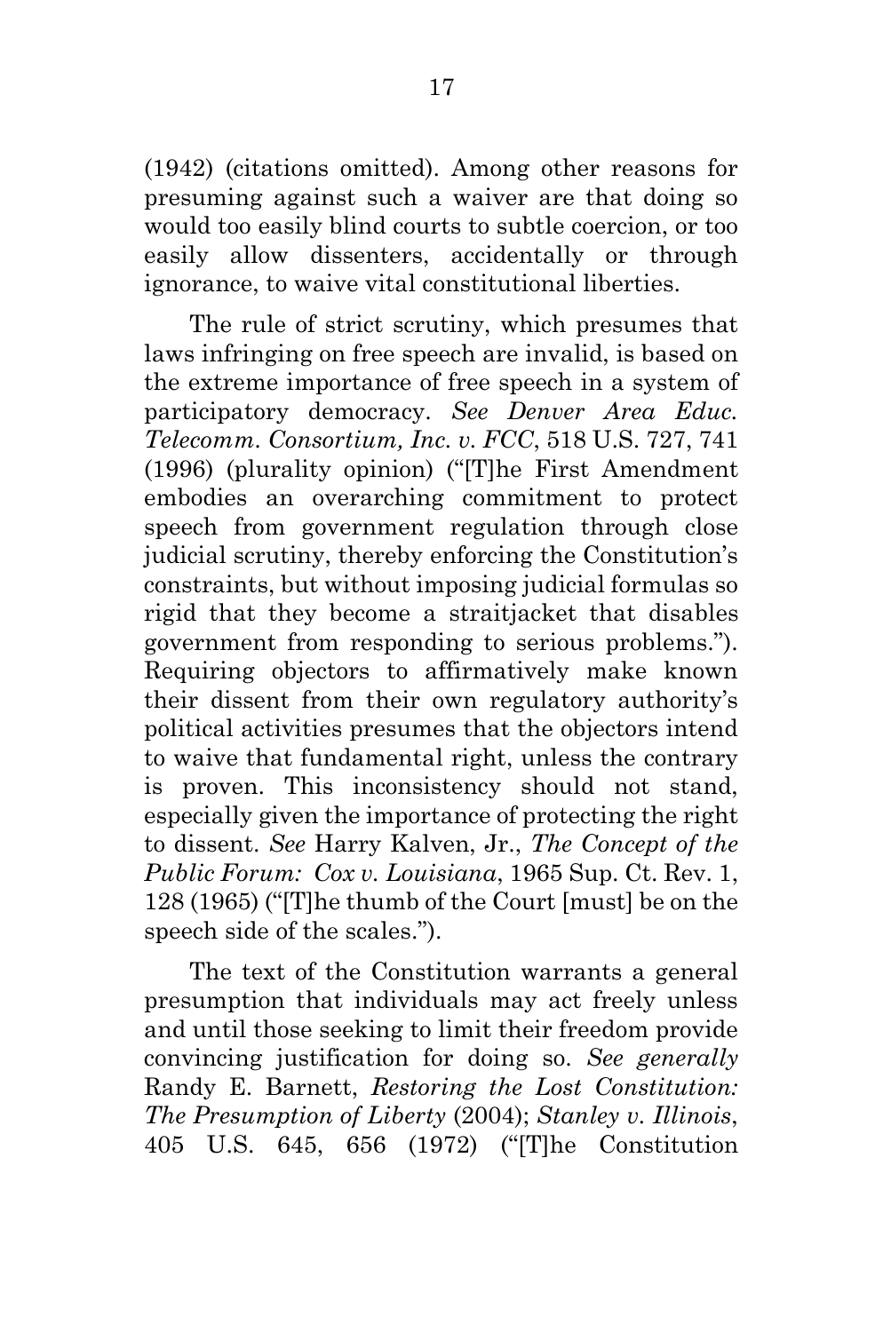(1942) (citations omitted). Among other reasons for presuming against such a waiver are that doing so would too easily blind courts to subtle coercion, or too easily allow dissenters, accidentally or through ignorance, to waive vital constitutional liberties.

The rule of strict scrutiny, which presumes that laws infringing on free speech are invalid, is based on the extreme importance of free speech in a system of participatory democracy. *See Denver Area Educ. Telecomm. Consortium, Inc. v. FCC*, 518 U.S. 727, 741 (1996) (plurality opinion) ("[T]he First Amendment embodies an overarching commitment to protect speech from government regulation through close judicial scrutiny, thereby enforcing the Constitution's constraints, but without imposing judicial formulas so rigid that they become a straitjacket that disables government from responding to serious problems."). Requiring objectors to affirmatively make known their dissent from their own regulatory authority's political activities presumes that the objectors intend to waive that fundamental right, unless the contrary is proven. This inconsistency should not stand, especially given the importance of protecting the right to dissent. *See* Harry Kalven, Jr., *The Concept of the Public Forum: Cox v. Louisiana*, 1965 Sup. Ct. Rev. 1, 128 (1965) ("[T]he thumb of the Court [must] be on the speech side of the scales.").

The text of the Constitution warrants a general presumption that individuals may act freely unless and until those seeking to limit their freedom provide convincing justification for doing so. *See generally* Randy E. Barnett, *Restoring the Lost Constitution: The Presumption of Liberty* (2004); *Stanley v. Illinois*, 405 U.S. 645, 656 (1972) ("[T]he Constitution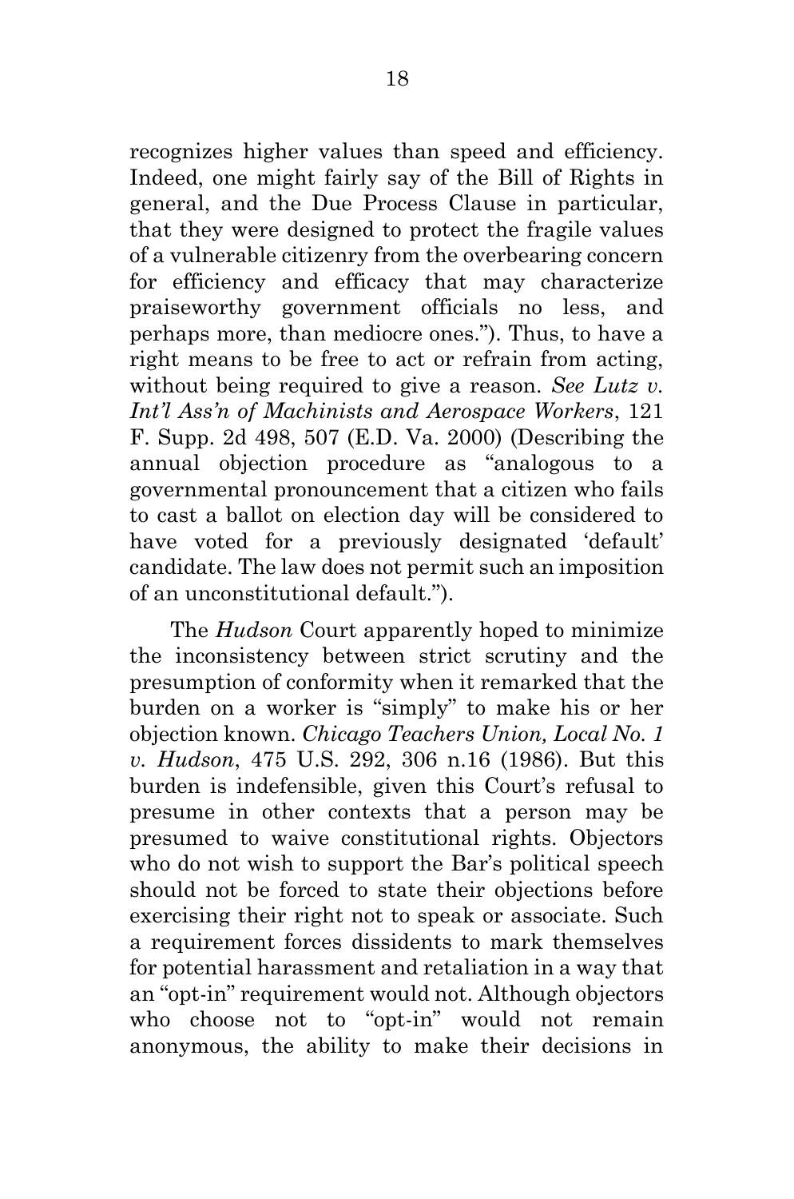recognizes higher values than speed and efficiency. Indeed, one might fairly say of the Bill of Rights in general, and the Due Process Clause in particular, that they were designed to protect the fragile values of a vulnerable citizenry from the overbearing concern for efficiency and efficacy that may characterize praiseworthy government officials no less, and perhaps more, than mediocre ones."). Thus, to have a right means to be free to act or refrain from acting, without being required to give a reason. *See Lutz v. Int'l Ass'n of Machinists and Aerospace Workers*, 121 F. Supp. 2d 498, 507 (E.D. Va. 2000) (Describing the annual objection procedure as "analogous to a governmental pronouncement that a citizen who fails to cast a ballot on election day will be considered to have voted for a previously designated 'default' candidate. The law does not permit such an imposition of an unconstitutional default.").

The *Hudson* Court apparently hoped to minimize the inconsistency between strict scrutiny and the presumption of conformity when it remarked that the burden on a worker is "simply" to make his or her objection known. *Chicago Teachers Union, Local No. 1 v. Hudson*, 475 U.S. 292, 306 n.16 (1986). But this burden is indefensible, given this Court's refusal to presume in other contexts that a person may be presumed to waive constitutional rights. Objectors who do not wish to support the Bar's political speech should not be forced to state their objections before exercising their right not to speak or associate. Such a requirement forces dissidents to mark themselves for potential harassment and retaliation in a way that an "opt-in" requirement would not. Although objectors who choose not to "opt-in" would not remain anonymous, the ability to make their decisions in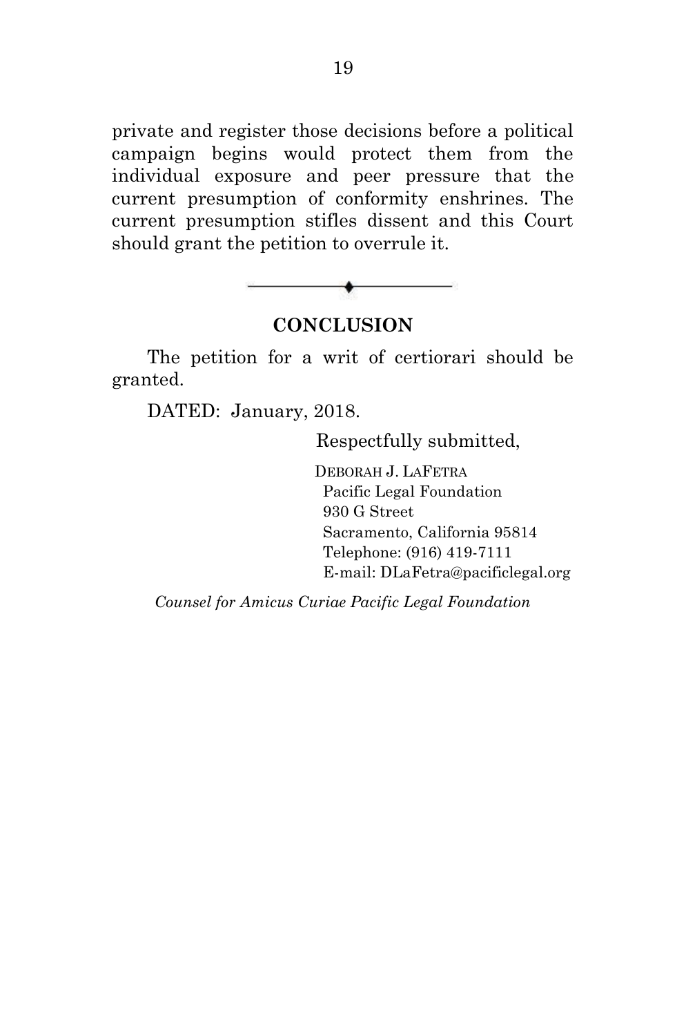private and register those decisions before a political campaign begins would protect them from the individual exposure and peer pressure that the current presumption of conformity enshrines. The current presumption stifles dissent and this Court should grant the petition to overrule it.

## CONCLUSION

The petition for a writ of certiorari should be granted.

DATED: January, 2018.

Respectfully submitted,

DEBORAH J. LAFETRA  
Pacific Legal Foundation  
930 G Street  
Sacramento, California 95814  
Telephone: (916) 419-7111  
E-mail: DLaFetra@pacificlegal.org

*Counsel for Amicus Curiae Pacific Legal Foundation*